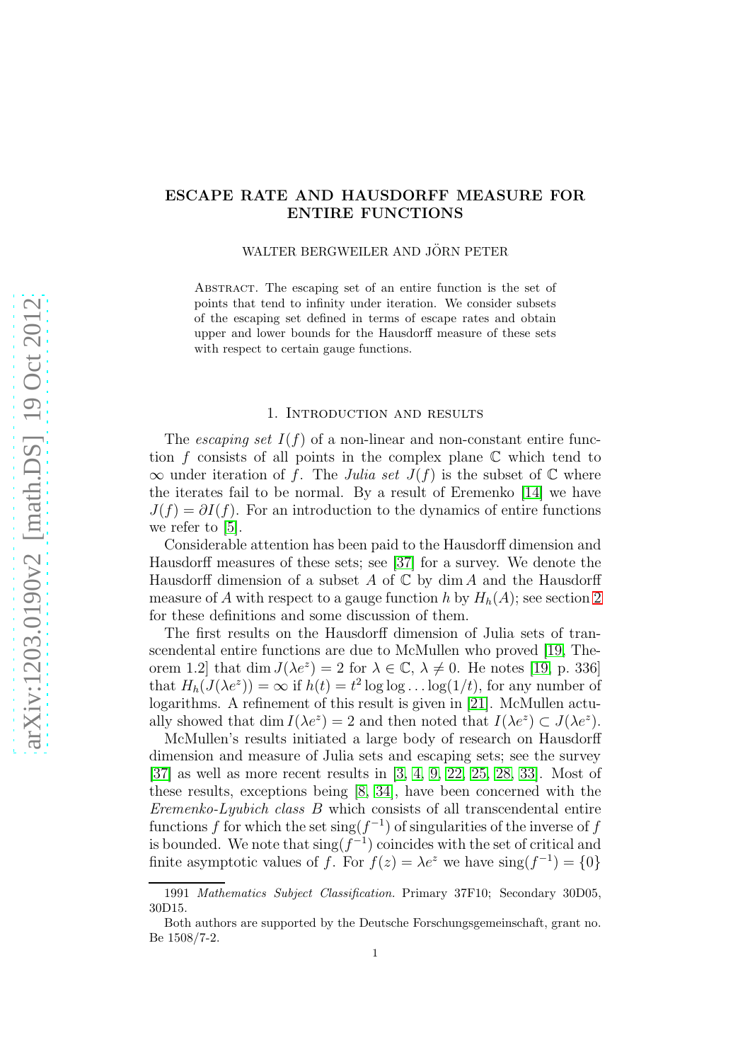# ESCAPE RATE AND HAUSDORFF MEASURE FOR ENTIRE FUNCTIONS

WALTER BERGWEILER AND JÖRN PETER

ABSTRACT. The escaping set of an entire function is the set of points that tend to infinity under iteration. We consider subsets of the escaping set defined in terms of escape rates and obtain upper and lower bounds for the Hausdorff measure of these sets with respect to certain gauge functions.

## 1. Introduction and results

The *escaping set* $I(f)$ of a non-linear and non-constant entire function $f$ consists of all points in the complex plane $\mathbb{C}$ which tend to $\infty$ under iteration of $f$. The *Julia set* $J(f)$ is the subset of $\mathbb{C}$ where the iterates fail to be normal. By a result of Eremenko [14] we have $J(f) = \partial I(f)$. For an introduction to the dynamics of entire functions we refer to [5].

Considerable attention has been paid to the Hausdorff dimension and Hausdorff measures of these sets; see [37] for a survey. We denote the Hausdorff dimension of a subset $A$ of $\mathbb{C}$ by $\dim A$ and the Hausdorff measure of $A$ with respect to a gauge function $h$ by $H_h(A)$; see section 2 for these definitions and some discussion of them.

The first results on the Hausdorff dimension of Julia sets of transcendental entire functions are due to McMullen who proved [19, Theorem 1.2] that $\dim J(\lambda e^z) = 2$ for $\lambda \in \mathbb{C}$, $\lambda \neq 0$. He notes [19, p. 336] that $H_h(J(\lambda e^z)) = \infty$ if $h(t) = t^2 \log\log\ldots\log(1/t)$, for any number of logarithms. A refinement of this result is given in [21]. McMullen actually showed that $\dim I(\lambda e^z) = 2$ and then noted that $I(\lambda e^z) \subset J(\lambda e^z)$.

McMullen's results initiated a large body of research on Hausdorff dimension and measure of Julia sets and escaping sets; see the survey [37] as well as more recent results in [3, 4, 9, 22, 25, 28, 33]. Most of these results, exceptions being [8, 34], have been concerned with the *Eremenko-Lyubich class* $B$ which consists of all transcendental entire functions $f$ for which the set $\operatorname{sing}(f^{-1})$ of singularities of the inverse of $f$ is bounded. We note that $\operatorname{sing}(f^{-1})$ coincides with the set of critical and finite asymptotic values of $f$. For $f(z) = \lambda e^z$ we have $\operatorname{sing}(f^{-1}) = \{0\}$

---

1991 *Mathematics Subject Classification.* Primary 37F10; Secondary 30D05, 30D15.

Both authors are supported by the Deutsche Forschungsgemeinschaft, grant no. Be 1508/7-2.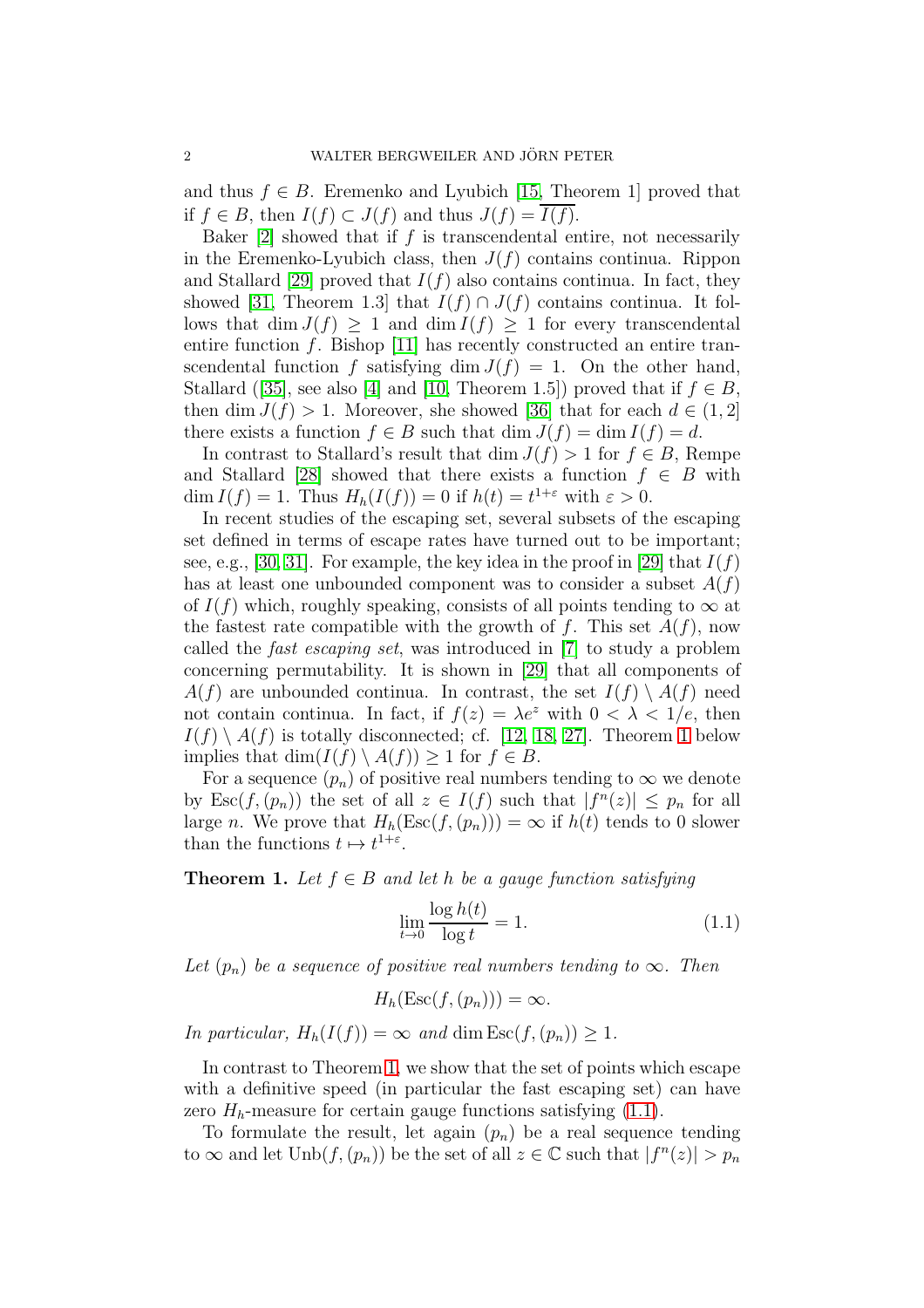and thus $f \in B$. Eremenko and Lyubich [15, Theorem 1] proved that if $f \in B$, then $I(f) \subset J(f)$ and thus $J(f) = \overline{I(f)}$.

Baker [2] showed that if $f$ is transcendental entire, not necessarily in the Eremenko-Lyubich class, then $J(f)$ contains continua. Rippon and Stallard [29] proved that $I(f)$ also contains continua. In fact, they showed [31, Theorem 1.3] that $I(f) \cap J(f)$ contains continua. It follows that $\dim J(f) \geq 1$ and $\dim I(f) \geq 1$ for every transcendental entire function $f$. Bishop [11] has recently constructed an entire transcendental function $f$ satisfying $\dim J(f) = 1$. On the other hand, Stallard ([35], see also [4] and [10, Theorem 1.5]) proved that if $f \in B$, then $\dim J(f) > 1$. Moreover, she showed [36] that for each $d \in (1, 2]$ there exists a function $f \in B$ such that $\dim J(f) = \dim I(f) = d$.

In contrast to Stallard's result that $\dim J(f) > 1$ for $f \in B$, Rempe and Stallard [28] showed that there exists a function $f \in B$ with $\dim I(f) = 1$. Thus $H_h(I(f)) = 0$ if $h(t) = t^{1+\varepsilon}$ with $\varepsilon > 0$.

In recent studies of the escaping set, several subsets of the escaping set defined in terms of escape rates have turned out to be important; see, e.g., [30, 31]. For example, the key idea in the proof in [29] that $I(f)$ has at least one unbounded component was to consider a subset $A(f)$ of $I(f)$ which, roughly speaking, consists of all points tending to $\infty$ at the fastest rate compatible with the growth of $f$. This set $A(f)$, now called the *fast escaping set*, was introduced in [7] to study a problem concerning permutability. It is shown in [29] that all components of $A(f)$ are unbounded continua. In contrast, the set $I(f) \setminus A(f)$ need not contain continua. In fact, if $f(z) = \lambda e^z$ with $0 < \lambda < 1/e$, then $I(f) \setminus A(f)$ is totally disconnected; cf. [12, 18, 27]. Theorem 1 below implies that $\dim(I(f) \setminus A(f)) \geq 1$ for $f \in B$.

For a sequence $(p_n)$ of positive real numbers tending to $\infty$ we denote by $\operatorname{Esc}(f, (p_n))$ the set of all $z \in I(f)$ such that $|f^n(z)| \leq p_n$ for all large $n$. We prove that $H_h(\operatorname{Esc}(f, (p_n))) = \infty$ if $h(t)$ tends to 0 slower than the functions $t \mapsto t^{1+\varepsilon}$.

**Theorem 1.** *Let $f \in B$ and let $h$ be a gauge function satisfying*

$$\lim_{t \to 0} \frac{\log h(t)}{\log t} = 1. \tag{1.1}$$

*Let $(p_n)$ be a sequence of positive real numbers tending to $\infty$. Then*

$$H_h(\operatorname{Esc}(f, (p_n))) = \infty.$$

*In particular, $H_h(I(f)) = \infty$ and $\dim \operatorname{Esc}(f, (p_n)) \geq 1$.*

In contrast to Theorem 1, we show that the set of points which escape with a definitive speed (in particular the fast escaping set) can have zero $H_h$-measure for certain gauge functions satisfying (1.1).

To formulate the result, let again $(p_n)$ be a real sequence tending to $\infty$ and let $\operatorname{Unb}(f, (p_n))$ be the set of all $z \in \mathbb{C}$ such that $|f^n(z)| > p_n$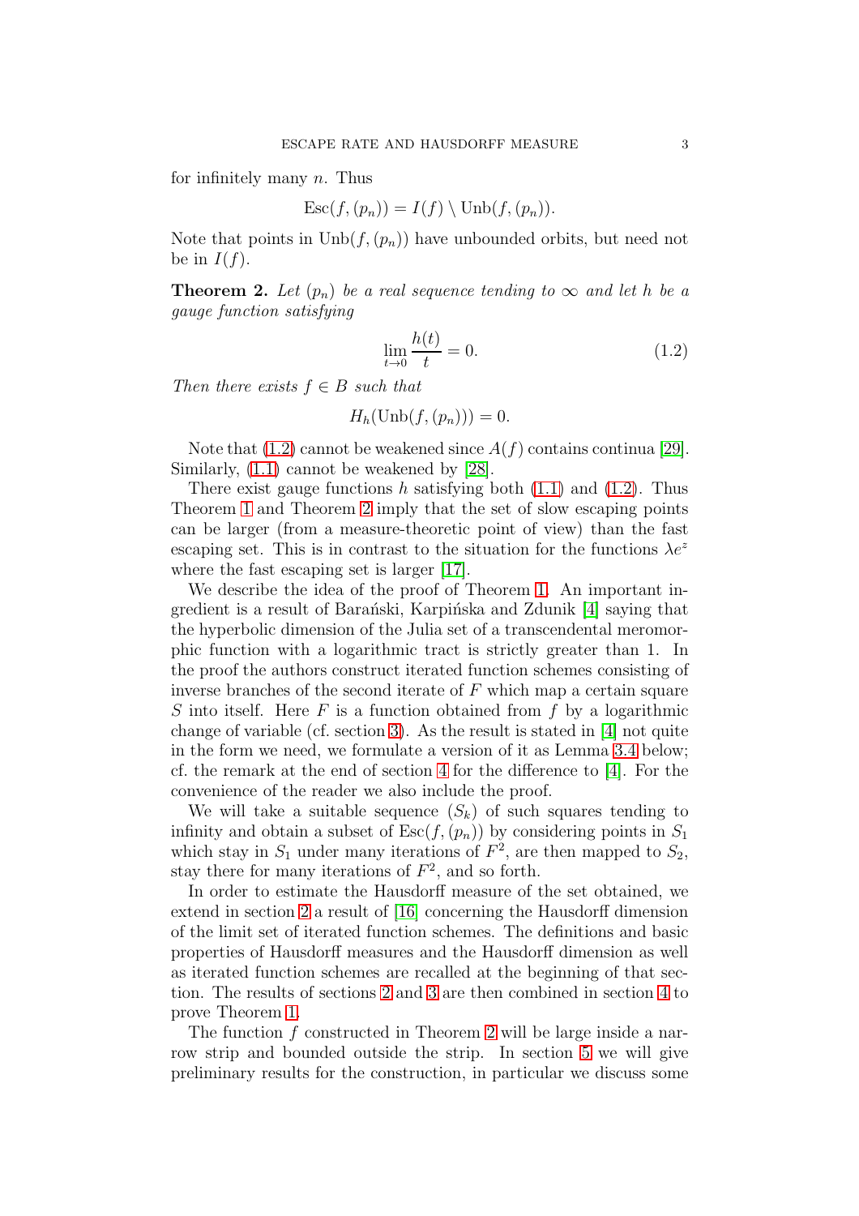for infinitely many $n$. Thus

$$\text{Esc}(f,(p_n)) = I(f) \setminus \text{Unb}(f,(p_n)).$$

Note that points in $\text{Unb}(f,(p_n))$ have unbounded orbits, but need not be in $I(f)$.

**Theorem 2.** *Let $(p_n)$ be a real sequence tending to $\infty$ and let $h$ be a gauge function satisfying*

$$\lim_{t\to 0} \frac{h(t)}{t} = 0. \tag{1.2}$$

*Then there exists $f \in B$ such that*

$$H_h(\text{Unb}(f,(p_n))) = 0.$$

Note that (1.2) cannot be weakened since $A(f)$ contains continua [29]. Similarly, (1.1) cannot be weakened by [28].

There exist gauge functions $h$ satisfying both (1.1) and (1.2). Thus Theorem 1 and Theorem 2 imply that the set of slow escaping points can be larger (from a measure-theoretic point of view) than the fast escaping set. This is in contrast to the situation for the functions $\lambda e^z$ where the fast escaping set is larger [17].

We describe the idea of the proof of Theorem 1. An important ingredient is a result of Barański, Karpińska and Zdunik [4] saying that the hyperbolic dimension of the Julia set of a transcendental meromorphic function with a logarithmic tract is strictly greater than 1. In the proof the authors construct iterated function schemes consisting of inverse branches of the second iterate of $F$ which map a certain square $S$ into itself. Here $F$ is a function obtained from $f$ by a logarithmic change of variable (cf. section 3). As the result is stated in [4] not quite in the form we need, we formulate a version of it as Lemma 3.4 below; cf. the remark at the end of section 4 for the difference to [4]. For the convenience of the reader we also include the proof.

We will take a suitable sequence $(S_k)$ of such squares tending to infinity and obtain a subset of $\text{Esc}(f,(p_n))$ by considering points in $S_1$ which stay in $S_1$ under many iterations of $F^2$, are then mapped to $S_2$, stay there for many iterations of $F^2$, and so forth.

In order to estimate the Hausdorff measure of the set obtained, we extend in section 2 a result of [16] concerning the Hausdorff dimension of the limit set of iterated function schemes. The definitions and basic properties of Hausdorff measures and the Hausdorff dimension as well as iterated function schemes are recalled at the beginning of that section. The results of sections 2 and 3 are then combined in section 4 to prove Theorem 1.

The function $f$ constructed in Theorem 2 will be large inside a narrow strip and bounded outside the strip. In section 5 we will give preliminary results for the construction, in particular we discuss some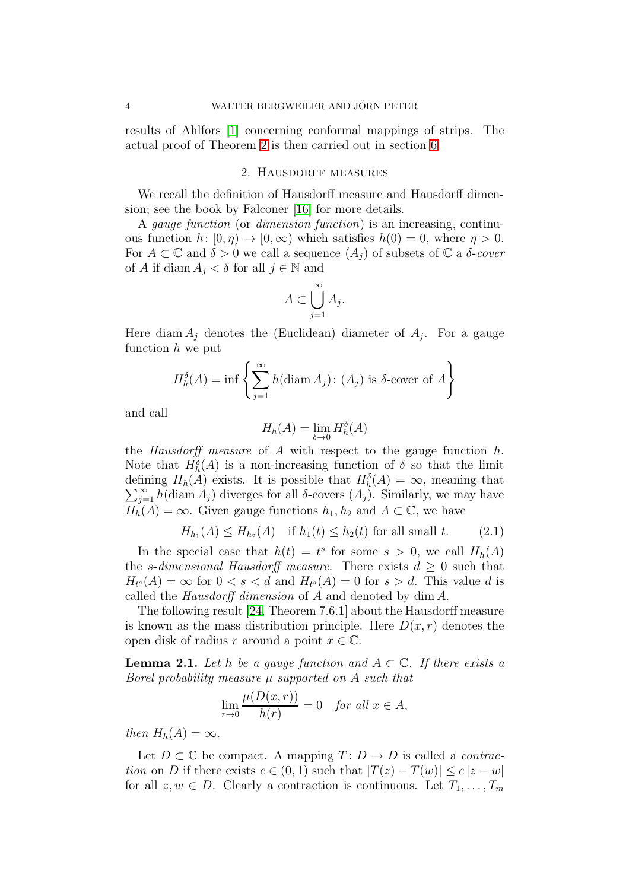results of Ahlfors [1] concerning conformal mappings of strips. The actual proof of Theorem 2 is then carried out in section 6.

## 2. Hausdorff measures

We recall the definition of Hausdorff measure and Hausdorff dimension; see the book by Falconer [16] for more details.

A *gauge function* (or *dimension function*) is an increasing, continuous function $h\colon [0,\eta) \to [0,\infty)$ which satisfies $h(0) = 0$, where $\eta > 0$. For $A \subset \mathbb{C}$ and $\delta > 0$ we call a sequence $(A_j)$ of subsets of $\mathbb{C}$ a *$\delta$-cover* of $A$ if $\operatorname{diam} A_j < \delta$ for all $j \in \mathbb{N}$ and

$$A \subset \bigcup_{j=1}^{\infty} A_j.$$

Here $\operatorname{diam} A_j$ denotes the (Euclidean) diameter of $A_j$. For a gauge function $h$ we put

$$H_h^\delta(A) = \inf\left\{\sum_{j=1}^{\infty} h(\operatorname{diam} A_j)\colon (A_j) \text{ is } \delta\text{-cover of } A\right\}$$

and call

$$H_h(A) = \lim_{\delta\to 0} H_h^\delta(A)$$

the *Hausdorff measure* of $A$ with respect to the gauge function $h$. Note that $H_h^\delta(A)$ is a non-increasing function of $\delta$ so that the limit defining $H_h(A)$ exists. It is possible that $H_h^\delta(A) = \infty$, meaning that $\sum_{j=1}^{\infty} h(\operatorname{diam} A_j)$ diverges for all $\delta$-covers $(A_j)$. Similarly, we may have $H_h(A) = \infty$. Given gauge functions $h_1, h_2$ and $A \subset \mathbb{C}$, we have

$$H_{h_1}(A) \le H_{h_2}(A) \quad \text{if } h_1(t) \le h_2(t) \text{ for all small } t. \tag{2.1}$$

In the special case that $h(t) = t^s$ for some $s > 0$, we call $H_h(A)$ the *$s$-dimensional Hausdorff measure*. There exists $d \ge 0$ such that $H_{t^s}(A) = \infty$ for $0 < s < d$ and $H_{t^s}(A) = 0$ for $s > d$. This value $d$ is called the *Hausdorff dimension* of $A$ and denoted by $\dim A$.

The following result [24, Theorem 7.6.1] about the Hausdorff measure is known as the mass distribution principle. Here $D(x, r)$ denotes the open disk of radius $r$ around a point $x \in \mathbb{C}$.

**Lemma 2.1.** *Let $h$ be a gauge function and $A \subset \mathbb{C}$. If there exists a Borel probability measure $\mu$ supported on $A$ such that*

$$\lim_{r\to 0} \frac{\mu(D(x,r))}{h(r)} = 0 \quad \textit{for all } x \in A,$$

*then $H_h(A) = \infty$.*

Let $D \subset \mathbb{C}$ be compact. A mapping $T\colon D \to D$ is called a *contraction* on $D$ if there exists $c \in (0,1)$ such that $|T(z) - T(w)| \le c\,|z - w|$ for all $z, w \in D$. Clearly a contraction is continuous. Let $T_1, \dots, T_m$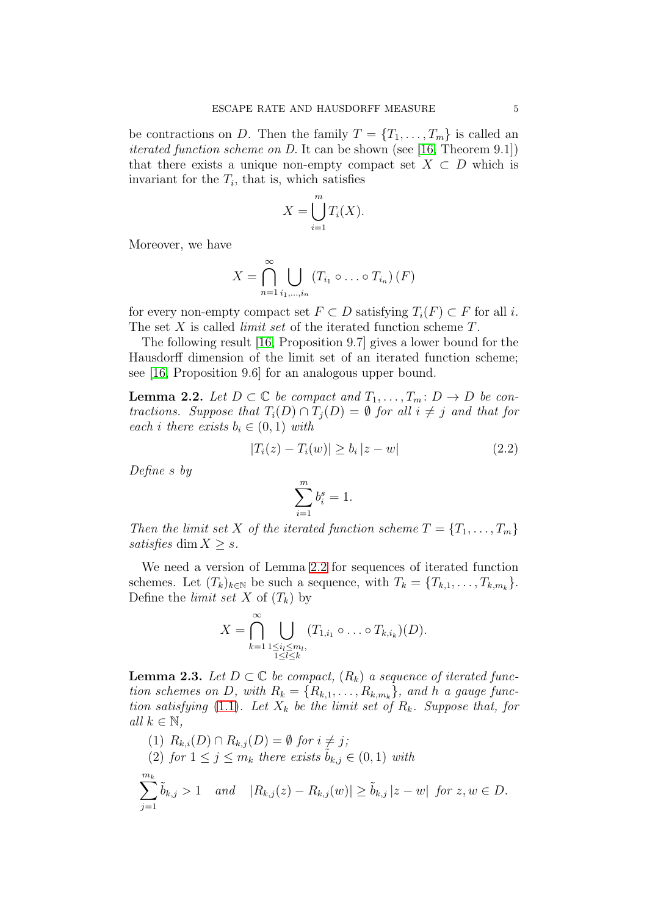be contractions on $D$. Then the family $T = \{T_1, \ldots, T_m\}$ is called an *iterated function scheme on* $D$. It can be shown (see [16, Theorem 9.1]) that there exists a unique non-empty compact set $X \subset D$ which is invariant for the $T_i$, that is, which satisfies

$$X = \bigcup_{i=1}^{m} T_i(X).$$

Moreover, we have

$$X = \bigcap_{n=1}^{\infty} \bigcup_{i_1,\ldots,i_n} \left(T_{i_1} \circ \ldots \circ T_{i_n}\right)(F)$$

for every non-empty compact set $F \subset D$ satisfying $T_i(F) \subset F$ for all $i$. The set $X$ is called *limit set* of the iterated function scheme $T$.

The following result [16, Proposition 9.7] gives a lower bound for the Hausdorff dimension of the limit set of an iterated function scheme; see [16, Proposition 9.6] for an analogous upper bound.

**Lemma 2.2.** *Let $D \subset \mathbb{C}$ be compact and $T_1, \ldots, T_m \colon D \to D$ be contractions. Suppose that $T_i(D) \cap T_j(D) = \emptyset$ for all $i \neq j$ and that for each $i$ there exists $b_i \in (0, 1)$ with*

$$|T_i(z) - T_i(w)| \geq b_i \, |z - w| \tag{2.2}$$

*Define $s$ by*

$$\sum_{i=1}^{m} b_i^s = 1.$$

*Then the limit set $X$ of the iterated function scheme $T = \{T_1, \ldots, T_m\}$ satisfies $\dim X \geq s$.*

We need a version of Lemma 2.2 for sequences of iterated function schemes. Let $(T_k)_{k\in\mathbb{N}}$ be such a sequence, with $T_k = \{T_{k,1}, \ldots, T_{k,m_k}\}$. Define the *limit set* $X$ of $(T_k)$ by

$$X = \bigcap_{k=1}^{\infty} \bigcup_{\substack{1\leq i_l\leq m_l,\\ 1\leq l\leq k}} (T_{1,i_1} \circ \ldots \circ T_{k,i_k})(D).$$

**Lemma 2.3.** *Let $D \subset \mathbb{C}$ be compact, $(R_k)$ a sequence of iterated function schemes on $D$, with $R_k = \{R_{k,1}, \ldots, R_{k,m_k}\}$, and $h$ a gauge function satisfying (1.1). Let $X_k$ be the limit set of $R_k$. Suppose that, for all $k \in \mathbb{N}$,*

1. *$R_{k,i}(D) \cap R_{k,j}(D) = \emptyset$ for $i \neq j$;*
2. *for $1 \leq j \leq m_k$ there exists $\tilde{b}_{k,j} \in (0, 1)$ with*

$$\sum_{j=1}^{m_k} \tilde{b}_{k,j} > 1 \quad \textit{and} \quad |R_{k,j}(z) - R_{k,j}(w)| \geq \tilde{b}_{k,j} \, |z - w| \ \textit{ for } z, w \in D.$$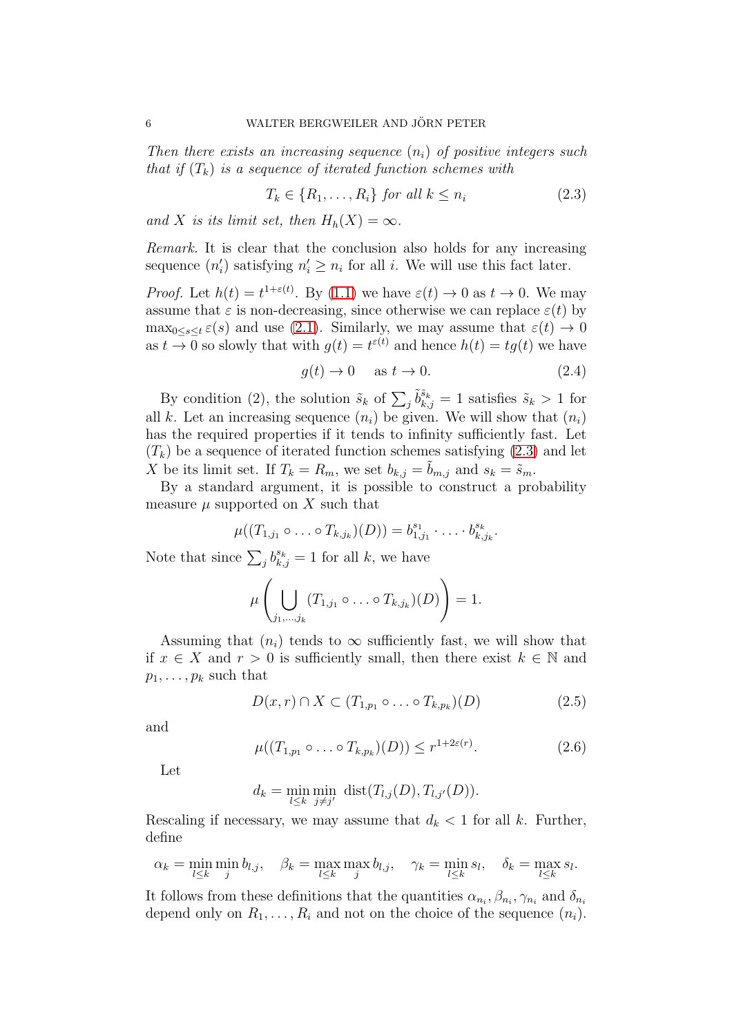*Then there exists an increasing sequence $(n_i)$ of positive integers such that if $(T_k)$ is a sequence of iterated function schemes with*

$$T_k \in \{R_1, \ldots, R_i\} \text{ for all } k \le n_i \tag{2.3}$$

*and $X$ is its limit set, then $H_h(X) = \infty$.*

*Remark.* It is clear that the conclusion also holds for any increasing sequence $(n'_i)$ satisfying $n'_i \ge n_i$ for all $i$. We will use this fact later.

*Proof.* Let $h(t) = t^{1+\varepsilon(t)}$. By (1.1) we have $\varepsilon(t) \to 0$ as $t \to 0$. We may assume that $\varepsilon$ is non-decreasing, since otherwise we can replace $\varepsilon(t)$ by $\max_{0\le s\le t} \varepsilon(s)$ and use (2.1). Similarly, we may assume that $\varepsilon(t) \to 0$ as $t \to 0$ so slowly that with $g(t) = t^{\varepsilon(t)}$ and hence $h(t) = tg(t)$ we have

$$g(t) \to 0 \quad \text{ as } t \to 0. \tag{2.4}$$

By condition (2), the solution $\tilde{s}_k$ of $\sum_j \tilde{b}_{k,j}^{\tilde{s}_k} = 1$ satisfies $\tilde{s}_k > 1$ for all $k$. Let an increasing sequence $(n_i)$ be given. We will show that $(n_i)$ has the required properties if it tends to infinity sufficiently fast. Let $(T_k)$ be a sequence of iterated function schemes satisfying (2.3) and let $X$ be its limit set. If $T_k = R_m$, we set $b_{k,j} = \tilde{b}_{m,j}$ and $s_k = \tilde{s}_m$.

By a standard argument, it is possible to construct a probability measure $\mu$ supported on $X$ such that

$$\mu((T_{1,j_1} \circ \ldots \circ T_{k,j_k})(D)) = b_{1,j_1}^{s_1} \cdot \ldots \cdot b_{k,j_k}^{s_k}.$$

Note that since $\sum_j b_{k,j}^{s_k} = 1$ for all $k$, we have

$$\mu\left(\bigcup_{j_1,\ldots,j_k} (T_{1,j_1} \circ \ldots \circ T_{k,j_k})(D)\right) = 1.$$

Assuming that $(n_i)$ tends to $\infty$ sufficiently fast, we will show that if $x \in X$ and $r > 0$ is sufficiently small, then there exist $k \in \mathbb{N}$ and $p_1, \ldots, p_k$ such that

$$D(x, r) \cap X \subset (T_{1,p_1} \circ \ldots \circ T_{k,p_k})(D) \tag{2.5}$$

and

$$\mu((T_{1,p_1} \circ \ldots \circ T_{k,p_k})(D)) \le r^{1+2\varepsilon(r)}. \tag{2.6}$$

Let

$$d_k = \min_{l\le k} \min_{j\ne j'} \text{ dist}(T_{l,j}(D), T_{l,j'}(D)).$$

Rescaling if necessary, we may assume that $d_k < 1$ for all $k$. Further, define

$$\alpha_k = \min_{l\le k} \min_j b_{l,j}, \quad \beta_k = \max_{l\le k} \max_j b_{l,j}, \quad \gamma_k = \min_{l\le k} s_l, \quad \delta_k = \max_{l\le k} s_l.$$

It follows from these definitions that the quantities $\alpha_{n_i}, \beta_{n_i}, \gamma_{n_i}$ and $\delta_{n_i}$ depend only on $R_1, \ldots, R_i$ and not on the choice of the sequence $(n_i)$.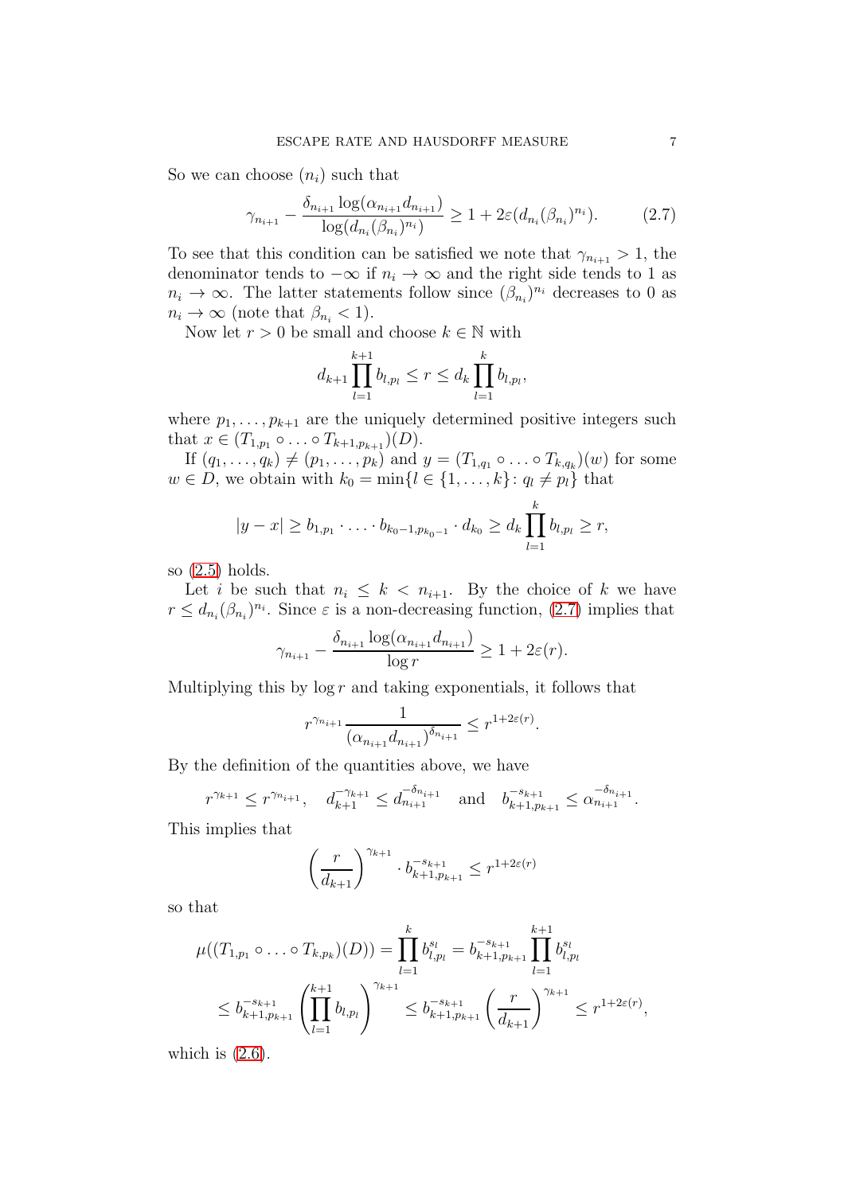So we can choose $(n_i)$ such that

$$\gamma_{n_{i+1}} - \frac{\delta_{n_{i+1}} \log(\alpha_{n_{i+1}} d_{n_{i+1}})}{\log(d_{n_i}(\beta_{n_i})^{n_i})} \geq 1 + 2\varepsilon(d_{n_i}(\beta_{n_i})^{n_i}). \tag{2.7}$$

To see that this condition can be satisfied we note that $\gamma_{n_{i+1}} > 1$, the denominator tends to $-\infty$ if $n_i \to \infty$ and the right side tends to 1 as $n_i \to \infty$. The latter statements follow since $(\beta_{n_i})^{n_i}$ decreases to 0 as $n_i \to \infty$ (note that $\beta_{n_i} < 1$).

Now let $r > 0$ be small and choose $k \in \mathbb{N}$ with

$$d_{k+1} \prod_{l=1}^{k+1} b_{l,p_l} \leq r \leq d_k \prod_{l=1}^{k} b_{l,p_l},$$

where $p_1, \ldots, p_{k+1}$ are the uniquely determined positive integers such that $x \in (T_{1,p_1} \circ \ldots \circ T_{k+1,p_{k+1}})(D)$.

If $(q_1, \ldots, q_k) \neq (p_1, \ldots, p_k)$ and $y = (T_{1,q_1} \circ \ldots \circ T_{k,q_k})(w)$ for some $w \in D$, we obtain with $k_0 = \min\{l \in \{1, \ldots, k\} : q_l \neq p_l\}$ that

$$|y - x| \geq b_{1,p_1} \cdot \ldots \cdot b_{k_0-1,p_{k_0-1}} \cdot d_{k_0} \geq d_k \prod_{l=1}^{k} b_{l,p_l} \geq r,$$

so (2.5) holds.

Let $i$ be such that $n_i \leq k < n_{i+1}$. By the choice of $k$ we have $r \leq d_{n_i}(\beta_{n_i})^{n_i}$. Since $\varepsilon$ is a non-decreasing function, (2.7) implies that

$$\gamma_{n_{i+1}} - \frac{\delta_{n_{i+1}} \log(\alpha_{n_{i+1}} d_{n_{i+1}})}{\log r} \geq 1 + 2\varepsilon(r).$$

Multiplying this by $\log r$ and taking exponentials, it follows that

$$r^{\gamma_{n_{i+1}}} \frac{1}{(\alpha_{n_{i+1}} d_{n_{i+1}})^{\delta_{n_{i+1}}}} \leq r^{1+2\varepsilon(r)}.$$

By the definition of the quantities above, we have

$$r^{\gamma_{k+1}} \leq r^{\gamma_{n_{i+1}}}, \quad d_{k+1}^{-\gamma_{k+1}} \leq d_{n_{i+1}}^{-\delta_{n_{i+1}}} \quad \text{and} \quad b_{k+1,p_{k+1}}^{-s_{k+1}} \leq \alpha_{n_{i+1}}^{-\delta_{n_{i+1}}}.$$

This implies that

$$\left(\frac{r}{d_{k+1}}\right)^{\gamma_{k+1}} \cdot b_{k+1,p_{k+1}}^{-s_{k+1}} \leq r^{1+2\varepsilon(r)}$$

so that

$$\begin{aligned}
\mu((T_{1,p_1} \circ \ldots \circ T_{k,p_k})(D)) &= \prod_{l=1}^{k} b_{l,p_l}^{s_l} = b_{k+1,p_{k+1}}^{-s_{k+1}} \prod_{l=1}^{k+1} b_{l,p_l}^{s_l} \\
&\leq b_{k+1,p_{k+1}}^{-s_{k+1}} \left(\prod_{l=1}^{k+1} b_{l,p_l}\right)^{\gamma_{k+1}} \leq b_{k+1,p_{k+1}}^{-s_{k+1}} \left(\frac{r}{d_{k+1}}\right)^{\gamma_{k+1}} \leq r^{1+2\varepsilon(r)},
\end{aligned}$$

which is (2.6).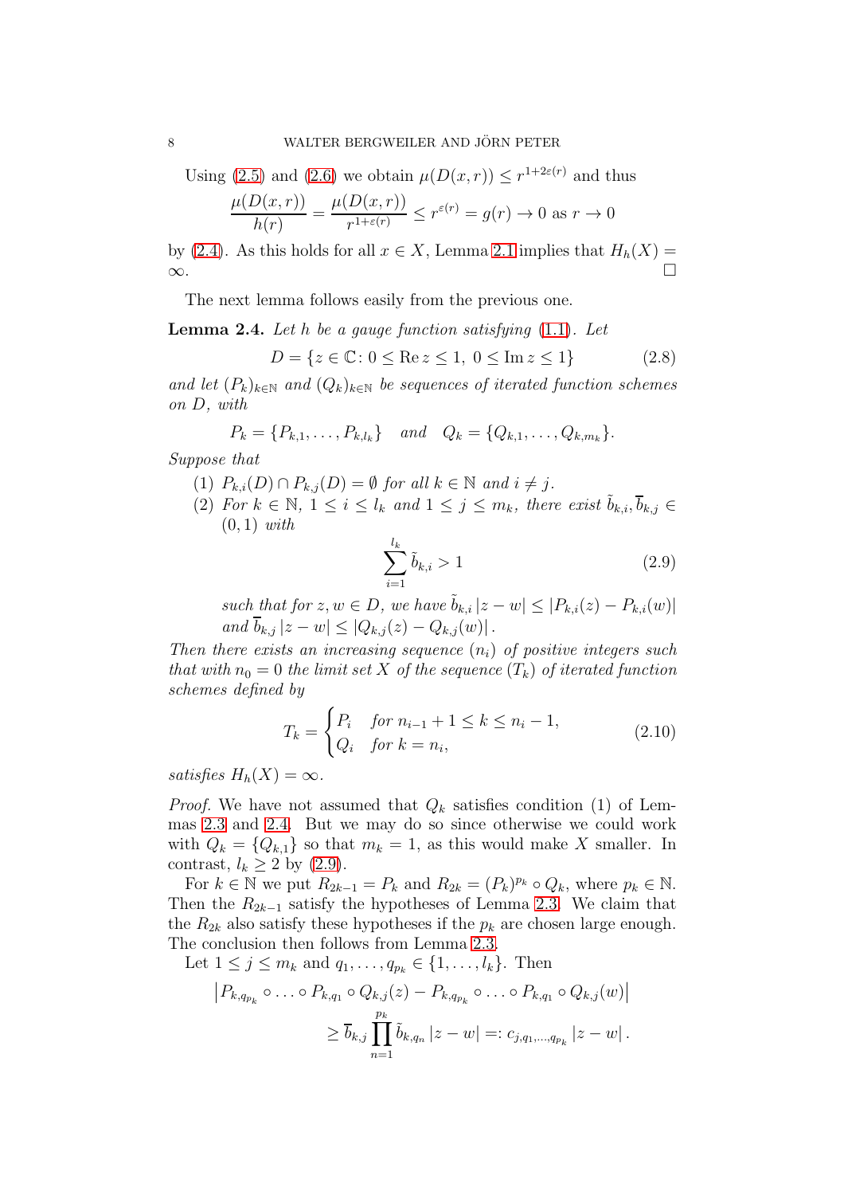Using (2.5) and (2.6) we obtain $\mu(D(x,r)) \leq r^{1+2\varepsilon(r)}$ and thus

$$\frac{\mu(D(x,r))}{h(r)} = \frac{\mu(D(x,r))}{r^{1+\varepsilon(r)}} \leq r^{\varepsilon(r)} = g(r) \to 0 \text{ as } r \to 0$$

by (2.4). As this holds for all $x \in X$, Lemma 2.1 implies that $H_h(X) = \infty$. $\square$

The next lemma follows easily from the previous one.

**Lemma 2.4.** *Let $h$ be a gauge function satisfying* (1.1)*. Let*

$$D = \{z \in \mathbb{C} \colon 0 \leq \operatorname{Re} z \leq 1,\ 0 \leq \operatorname{Im} z \leq 1\} \tag{2.8}$$

*and let $(P_k)_{k\in\mathbb{N}}$ and $(Q_k)_{k\in\mathbb{N}}$ be sequences of iterated function schemes on $D$, with*

$$P_k = \{P_{k,1}, \ldots, P_{k,l_k}\} \quad \text{and} \quad Q_k = \{Q_{k,1}, \ldots, Q_{k,m_k}\}.$$

*Suppose that*

1. *$P_{k,i}(D) \cap P_{k,j}(D) = \emptyset$ for all $k \in \mathbb{N}$ and $i \neq j$.*
2. *For $k \in \mathbb{N}$, $1 \leq i \leq l_k$ and $1 \leq j \leq m_k$, there exist $\tilde{b}_{k,i}, \overline{b}_{k,j} \in (0,1)$ with*
$$\sum_{i=1}^{l_k} \tilde{b}_{k,i} > 1 \tag{2.9}$$
*such that for $z, w \in D$, we have $\tilde{b}_{k,i}\,|z-w| \leq |P_{k,i}(z) - P_{k,i}(w)|$ and $\overline{b}_{k,j}\,|z-w| \leq |Q_{k,j}(z) - Q_{k,j}(w)|$.*

*Then there exists an increasing sequence $(n_i)$ of positive integers such that with $n_0 = 0$ the limit set $X$ of the sequence $(T_k)$ of iterated function schemes defined by*

$$T_k = \begin{cases} P_i & \text{for } n_{i-1}+1 \leq k \leq n_i - 1, \\ Q_i & \text{for } k = n_i, \end{cases} \tag{2.10}$$

*satisfies $H_h(X) = \infty$.*

*Proof.* We have not assumed that $Q_k$ satisfies condition (1) of Lemmas 2.3 and 2.4. But we may do so since otherwise we could work with $Q_k = \{Q_{k,1}\}$ so that $m_k = 1$, as this would make $X$ smaller. In contrast, $l_k \geq 2$ by (2.9).

For $k \in \mathbb{N}$ we put $R_{2k-1} = P_k$ and $R_{2k} = (P_k)^{p_k} \circ Q_k$, where $p_k \in \mathbb{N}$. Then the $R_{2k-1}$ satisfy the hypotheses of Lemma 2.3. We claim that the $R_{2k}$ also satisfy these hypotheses if the $p_k$ are chosen large enough. The conclusion then follows from Lemma 2.3.

Let $1 \leq j \leq m_k$ and $q_1, \ldots, q_{p_k} \in \{1, \ldots, l_k\}$. Then

$$\begin{aligned} &\left|P_{k,q_{p_k}} \circ \ldots \circ P_{k,q_1} \circ Q_{k,j}(z) - P_{k,q_{p_k}} \circ \ldots \circ P_{k,q_1} \circ Q_{k,j}(w)\right| \\ &\qquad \geq \overline{b}_{k,j} \prod_{n=1}^{p_k} \tilde{b}_{k,q_n}\,|z-w| =: c_{j,q_1,\ldots,q_{p_k}}\,|z-w|\,. \end{aligned}$$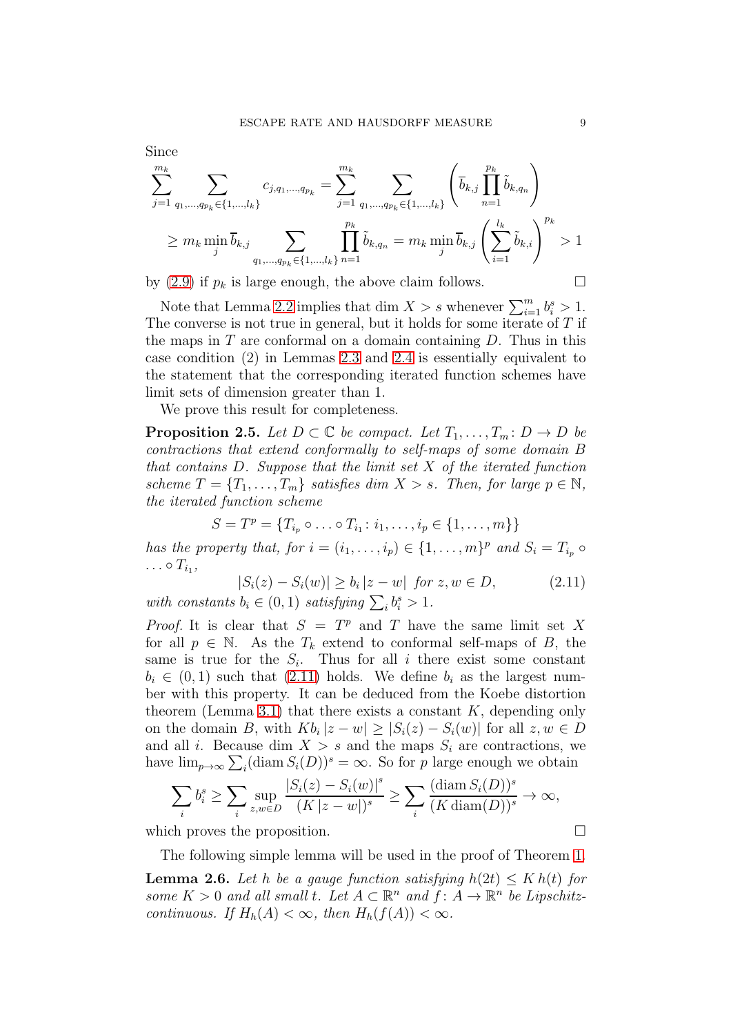Since

$$\sum_{j=1}^{m_k} \sum_{q_1,\dots,q_{p_k} \in \{1,\dots,l_k\}} c_{j,q_1,\dots,q_{p_k}} = \sum_{j=1}^{m_k} \sum_{q_1,\dots,q_{p_k} \in \{1,\dots,l_k\}} \left( \overline{b}_{k,j} \prod_{n=1}^{p_k} \tilde{b}_{k,q_n} \right)$$

$$\geq m_k \min_j \overline{b}_{k,j} \sum_{q_1,\dots,q_{p_k} \in \{1,\dots,l_k\}} \prod_{n=1}^{p_k} \tilde{b}_{k,q_n} = m_k \min_j \overline{b}_{k,j} \left( \sum_{i=1}^{l_k} \tilde{b}_{k,i} \right)^{p_k} > 1$$

by (2.9) if $p_k$ is large enough, the above claim follows. $\square$

Note that Lemma 2.2 implies that $\dim X > s$ whenever $\sum_{i=1}^m b_i^s > 1$. The converse is not true in general, but it holds for some iterate of $T$ if the maps in $T$ are conformal on a domain containing $D$. Thus in this case condition (2) in Lemmas 2.3 and 2.4 is essentially equivalent to the statement that the corresponding iterated function schemes have limit sets of dimension greater than 1.

We prove this result for completeness.

**Proposition 2.5.** *Let $D \subset \mathbb{C}$ be compact. Let $T_1, \dots, T_m \colon D \to D$ be contractions that extend conformally to self-maps of some domain $B$ that contains $D$. Suppose that the limit set $X$ of the iterated function scheme $T = \{T_1, \dots, T_m\}$ satisfies $\dim X > s$. Then, for large $p \in \mathbb{N}$, the iterated function scheme*

$$S = T^p = \{T_{i_p} \circ \dots \circ T_{i_1} \colon i_1, \dots, i_p \in \{1, \dots, m\}\}$$

*has the property that, for $i = (i_1, \dots, i_p) \in \{1, \dots, m\}^p$ and $S_i = T_{i_p} \circ \dots \circ T_{i_1}$,*

$$|S_i(z) - S_i(w)| \geq b_i \, |z - w| \ \text{ for } z, w \in D, \tag{2.11}$$

*with constants $b_i \in (0,1)$ satisfying $\sum_i b_i^s > 1$.*

*Proof.* It is clear that $S = T^p$ and $T$ have the same limit set $X$ for all $p \in \mathbb{N}$. As the $T_k$ extend to conformal self-maps of $B$, the same is true for the $S_i$. Thus for all $i$ there exist some constant $b_i \in (0,1)$ such that (2.11) holds. We define $b_i$ as the largest number with this property. It can be deduced from the Koebe distortion theorem (Lemma 3.1) that there exists a constant $K$, depending only on the domain $B$, with $K b_i \, |z - w| \geq |S_i(z) - S_i(w)|$ for all $z, w \in D$ and all $i$. Because $\dim X > s$ and the maps $S_i$ are contractions, we have $\lim_{p \to \infty} \sum_i (\operatorname{diam} S_i(D))^s = \infty$. So for $p$ large enough we obtain

$$\sum_i b_i^s \geq \sum_i \sup_{z,w \in D} \frac{|S_i(z) - S_i(w)|^s}{(K \, |z - w|)^s} \geq \sum_i \frac{(\operatorname{diam} S_i(D))^s}{(K \operatorname{diam}(D))^s} \to \infty,$$

which proves the proposition. $\square$

The following simple lemma will be used in the proof of Theorem 1.

**Lemma 2.6.** *Let $h$ be a gauge function satisfying $h(2t) \leq K \, h(t)$ for some $K > 0$ and all small $t$. Let $A \subset \mathbb{R}^n$ and $f \colon A \to \mathbb{R}^n$ be Lipschitz-continuous. If $H_h(A) < \infty$, then $H_h(f(A)) < \infty$.*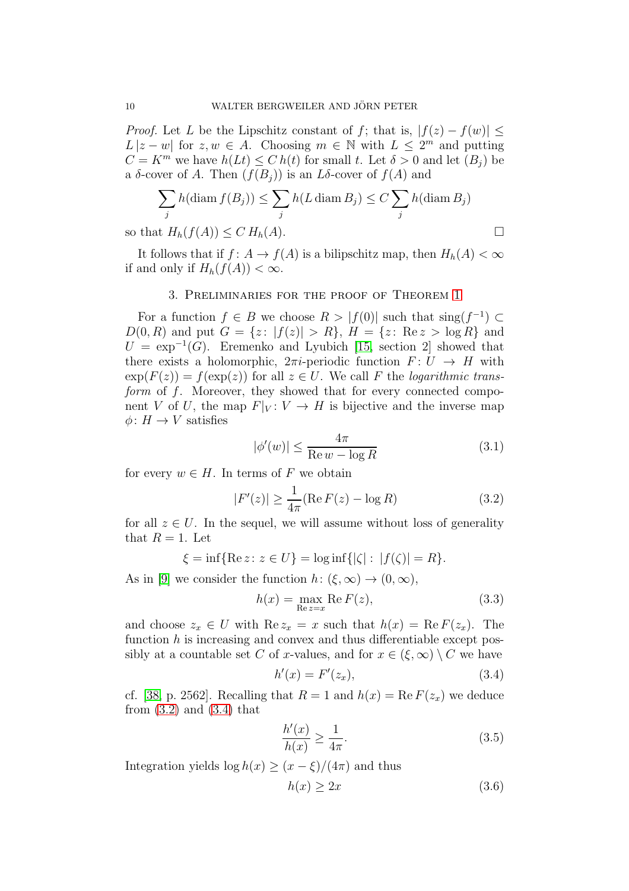*Proof.* Let $L$ be the Lipschitz constant of $f$; that is, $|f(z) - f(w)| \leq L|z - w|$ for $z, w \in A$. Choosing $m \in \mathbb{N}$ with $L \leq 2^m$ and putting $C = K^m$ we have $h(Lt) \leq C\, h(t)$ for small $t$. Let $\delta > 0$ and let $(B_j)$ be a $\delta$-cover of $A$. Then $(f(B_j))$ is an $L\delta$-cover of $f(A)$ and

$$\sum_j h(\operatorname{diam} f(B_j)) \leq \sum_j h(L \operatorname{diam} B_j) \leq C \sum_j h(\operatorname{diam} B_j)$$

so that $H_h(f(A)) \leq C\, H_h(A)$. $\square$

It follows that if $f\colon A \to f(A)$ is a bilipschitz map, then $H_h(A) < \infty$ if and only if $H_h(f(A)) < \infty$.

## 3. Preliminaries for the proof of Theorem 1

For a function $f \in B$ we choose $R > |f(0)|$ such that $\operatorname{sing}(f^{-1}) \subset D(0, R)$ and put $G = \{z\colon |f(z)| > R\}$, $H = \{z\colon \operatorname{Re} z > \log R\}$ and $U = \exp^{-1}(G)$. Eremenko and Lyubich [15, section 2] showed that there exists a holomorphic, $2\pi i$-periodic function $F\colon U \to H$ with $\exp(F(z)) = f(\exp(z))$ for all $z \in U$. We call $F$ the *logarithmic transform* of $f$. Moreover, they showed that for every connected component $V$ of $U$, the map $F|_V\colon V \to H$ is bijective and the inverse map $\phi\colon H \to V$ satisfies

$$|\phi'(w)| \leq \frac{4\pi}{\operatorname{Re} w - \log R} \tag{3.1}$$

for every $w \in H$. In terms of $F$ we obtain

$$|F'(z)| \geq \frac{1}{4\pi}(\operatorname{Re} F(z) - \log R) \tag{3.2}$$

for all $z \in U$. In the sequel, we will assume without loss of generality that $R = 1$. Let

$$\xi = \inf\{\operatorname{Re} z\colon z \in U\} = \log \inf\{|\zeta|\colon |f(\zeta)| = R\}.$$

As in [9] we consider the function $h\colon (\xi, \infty) \to (0, \infty)$,

$$h(x) = \max_{\operatorname{Re} z = x} \operatorname{Re} F(z), \tag{3.3}$$

and choose $z_x \in U$ with $\operatorname{Re} z_x = x$ such that $h(x) = \operatorname{Re} F(z_x)$. The function $h$ is increasing and convex and thus differentiable except possibly at a countable set $C$ of $x$-values, and for $x \in (\xi, \infty) \setminus C$ we have

$$h'(x) = F'(z_x), \tag{3.4}$$

cf. [38, p. 2562]. Recalling that $R = 1$ and $h(x) = \operatorname{Re} F(z_x)$ we deduce from (3.2) and (3.4) that

$$\frac{h'(x)}{h(x)} \geq \frac{1}{4\pi}. \tag{3.5}$$

Integration yields $\log h(x) \geq (x - \xi)/(4\pi)$ and thus

$$h(x) \geq 2x \tag{3.6}$$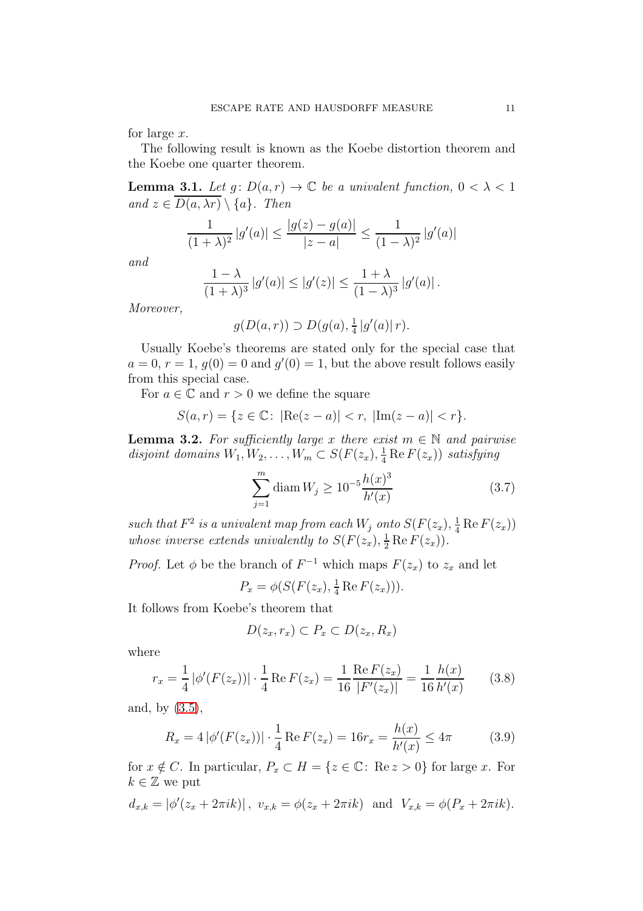for large $x$.

The following result is known as the Koebe distortion theorem and the Koebe one quarter theorem.

**Lemma 3.1.** *Let $g\colon D(a,r)\to\mathbb{C}$ be a univalent function, $0<\lambda<1$ and $z\in\overline{D(a,\lambda r)}\setminus\{a\}$. Then*

$$\frac{1}{(1+\lambda)^2}\,|g'(a)|\le\frac{|g(z)-g(a)|}{|z-a|}\le\frac{1}{(1-\lambda)^2}\,|g'(a)|$$

*and*

$$\frac{1-\lambda}{(1+\lambda)^3}\,|g'(a)|\le|g'(z)|\le\frac{1+\lambda}{(1-\lambda)^3}\,|g'(a)|.$$

*Moreover,*

$$g(D(a,r))\supset D(g(a),\tfrac{1}{4}\,|g'(a)|\,r).$$

Usually Koebe's theorems are stated only for the special case that $a=0$, $r=1$, $g(0)=0$ and $g'(0)=1$, but the above result follows easily from this special case.

For $a\in\mathbb{C}$ and $r>0$ we define the square

$$S(a,r)=\{z\in\mathbb{C}\colon\ |\operatorname{Re}(z-a)|<r,\ |\operatorname{Im}(z-a)|<r\}.$$

**Lemma 3.2.** *For sufficiently large $x$ there exist $m\in\mathbb{N}$ and pairwise disjoint domains $W_1,W_2,\dots,W_m\subset S(F(z_x),\frac{1}{4}\operatorname{Re}F(z_x))$ satisfying*

$$\sum_{j=1}^{m}\operatorname{diam}W_j\ge 10^{-5}\frac{h(x)^3}{h'(x)}\tag{3.7}$$

*such that $F^2$ is a univalent map from each $W_j$ onto $S(F(z_x),\frac{1}{4}\operatorname{Re}F(z_x))$ whose inverse extends univalently to $S(F(z_x),\frac{1}{2}\operatorname{Re}F(z_x))$.*

*Proof.* Let $\phi$ be the branch of $F^{-1}$ which maps $F(z_x)$ to $z_x$ and let

$$P_x=\phi(S(F(z_x),\tfrac{1}{4}\operatorname{Re}F(z_x))).$$

It follows from Koebe's theorem that

$$D(z_x,r_x)\subset P_x\subset D(z_x,R_x)$$

where

$$r_x=\frac{1}{4}\,|\phi'(F(z_x))|\cdot\frac{1}{4}\operatorname{Re}F(z_x)=\frac{1}{16}\frac{\operatorname{Re}F(z_x)}{|F'(z_x)|}=\frac{1}{16}\frac{h(x)}{h'(x)}\tag{3.8}$$

and, by (3.5),

$$R_x=4\,|\phi'(F(z_x))|\cdot\frac{1}{4}\operatorname{Re}F(z_x)=16r_x=\frac{h(x)}{h'(x)}\le 4\pi\tag{3.9}$$

for $x\notin C$. In particular, $P_x\subset H=\{z\in\mathbb{C}\colon\ \operatorname{Re}z>0\}$ for large $x$. For $k\in\mathbb{Z}$ we put

$$d_{x,k}=|\phi'(z_x+2\pi ik)|\,,\ v_{x,k}=\phi(z_x+2\pi ik)\ \text{ and }\ V_{x,k}=\phi(P_x+2\pi ik).$$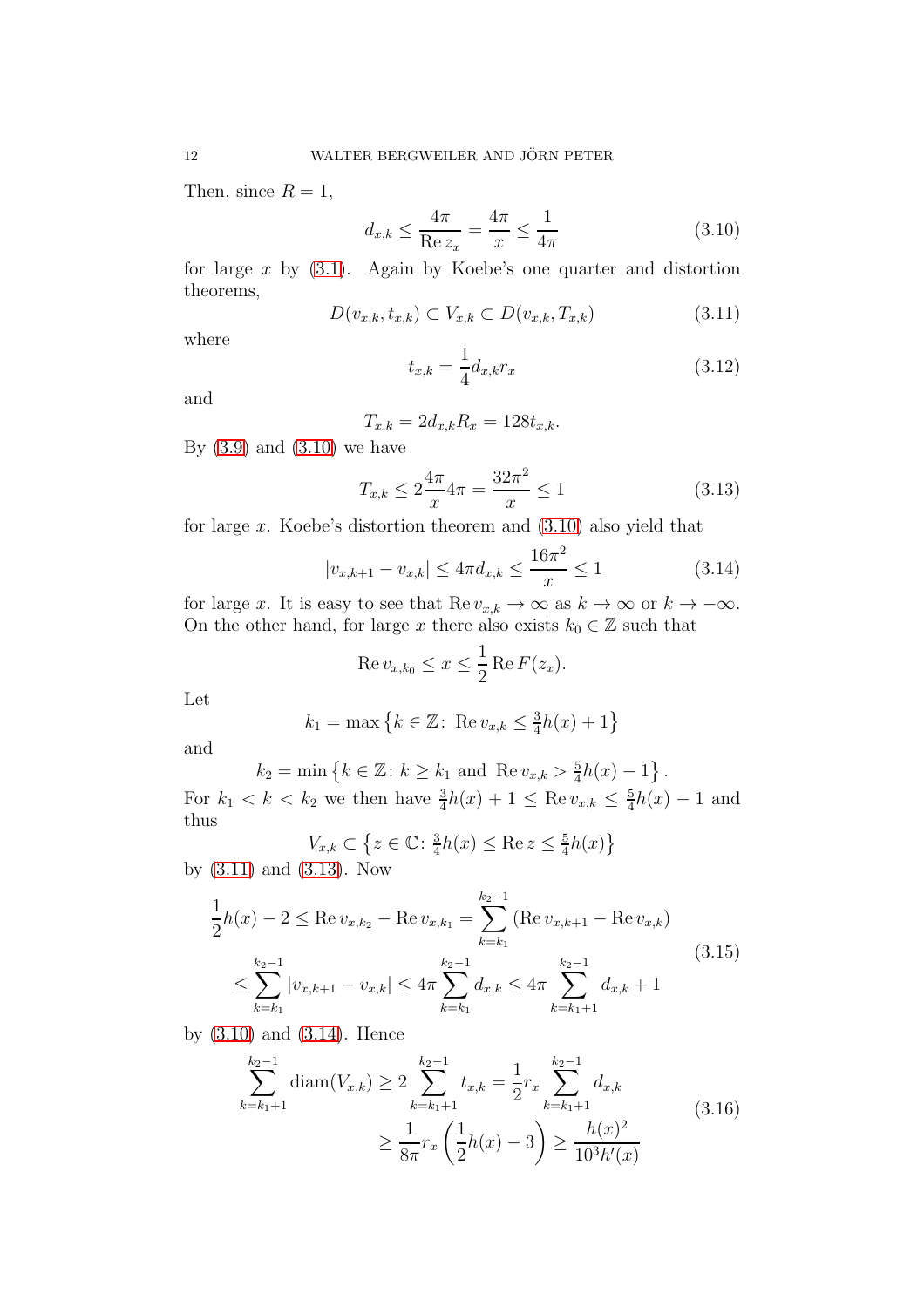Then, since $R = 1$,

$$d_{x,k} \leq \frac{4\pi}{\operatorname{Re} z_x} = \frac{4\pi}{x} \leq \frac{1}{4\pi} \tag{3.10}$$

for large $x$ by (3.1). Again by Koebe's one quarter and distortion theorems,

$$D(v_{x,k}, t_{x,k}) \subset V_{x,k} \subset D(v_{x,k}, T_{x,k}) \tag{3.11}$$

where

$$t_{x,k} = \frac{1}{4} d_{x,k} r_x \tag{3.12}$$

and

$$T_{x,k} = 2 d_{x,k} R_x = 128 t_{x,k}.$$

By (3.9) and (3.10) we have

$$T_{x,k} \leq 2 \frac{4\pi}{x} 4\pi = \frac{32\pi^2}{x} \leq 1 \tag{3.13}$$

for large $x$. Koebe's distortion theorem and (3.10) also yield that

$$|v_{x,k+1} - v_{x,k}| \leq 4\pi d_{x,k} \leq \frac{16\pi^2}{x} \leq 1 \tag{3.14}$$

for large $x$. It is easy to see that $\operatorname{Re} v_{x,k} \to \infty$ as $k \to \infty$ or $k \to -\infty$. On the other hand, for large $x$ there also exists $k_0 \in \mathbb{Z}$ such that

$$\operatorname{Re} v_{x,k_0} \leq x \leq \frac{1}{2} \operatorname{Re} F(z_x).$$

Let

$$k_1 = \max \left\{ k \in \mathbb{Z}\colon \operatorname{Re} v_{x,k} \leq \tfrac{3}{4} h(x) + 1 \right\}$$

and

$$k_2 = \min \left\{ k \in \mathbb{Z}\colon k \geq k_1 \text{ and } \operatorname{Re} v_{x,k} > \tfrac{5}{4} h(x) - 1 \right\}.$$

For $k_1 < k < k_2$ we then have $\frac{3}{4} h(x) + 1 \leq \operatorname{Re} v_{x,k} \leq \frac{5}{4} h(x) - 1$ and thus

$$V_{x,k} \subset \left\{ z \in \mathbb{C}\colon \tfrac{3}{4} h(x) \leq \operatorname{Re} z \leq \tfrac{5}{4} h(x) \right\}$$

by (3.11) and (3.13). Now

$$\begin{aligned}
\frac{1}{2} h(x) - 2 \leq \operatorname{Re} v_{x,k_2} - \operatorname{Re} v_{x,k_1} &= \sum_{k=k_1}^{k_2-1} \left( \operatorname{Re} v_{x,k+1} - \operatorname{Re} v_{x,k} \right) \\
\leq \sum_{k=k_1}^{k_2-1} |v_{x,k+1} - v_{x,k}| &\leq 4\pi \sum_{k=k_1}^{k_2-1} d_{x,k} \leq 4\pi \sum_{k=k_1+1}^{k_2-1} d_{x,k} + 1
\end{aligned} \tag{3.15}$$

by (3.10) and (3.14). Hence

$$\begin{aligned}
\sum_{k=k_1+1}^{k_2-1} \operatorname{diam}(V_{x,k}) \geq 2 \sum_{k=k_1+1}^{k_2-1} t_{x,k} &= \frac{1}{2} r_x \sum_{k=k_1+1}^{k_2-1} d_{x,k} \\
&\geq \frac{1}{8\pi} r_x \left( \frac{1}{2} h(x) - 3 \right) \geq \frac{h(x)^2}{10^3 h'(x)}
\end{aligned} \tag{3.16}$$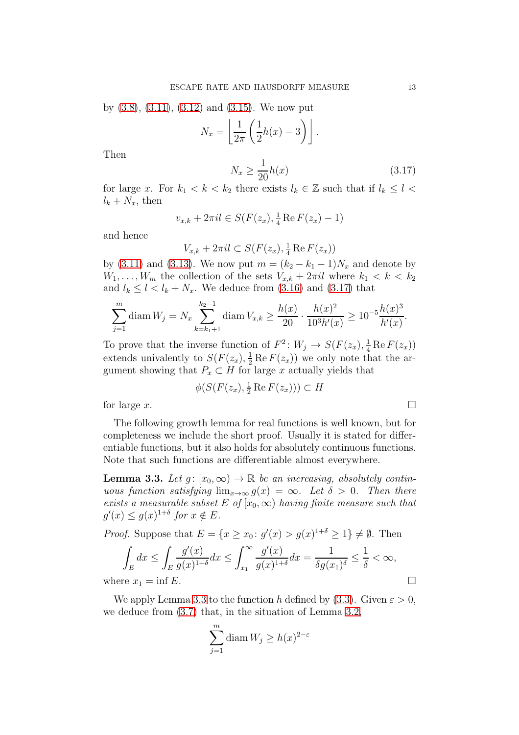by (3.8), (3.11), (3.12) and (3.15). We now put

$$N_x = \left\lfloor \frac{1}{2\pi}\left(\frac{1}{2}h(x) - 3\right)\right\rfloor .$$

Then

$$N_x \geq \frac{1}{20}h(x) \tag{3.17}$$

for large $x$. For $k_1 < k < k_2$ there exists $l_k \in \mathbb{Z}$ such that if $l_k \leq l < l_k + N_x$, then

$$v_{x,k} + 2\pi i l \in S(F(z_x), \tfrac{1}{4}\operatorname{Re} F(z_x) - 1)$$

and hence

$$V_{x,k} + 2\pi i l \subset S(F(z_x), \tfrac{1}{4}\operatorname{Re} F(z_x))$$

by (3.11) and (3.13). We now put $m = (k_2 - k_1 - 1)N_x$ and denote by $W_1, \dots, W_m$ the collection of the sets $V_{x,k} + 2\pi i l$ where $k_1 < k < k_2$ and $l_k \leq l < l_k + N_x$. We deduce from (3.16) and (3.17) that

$$\sum_{j=1}^{m} \operatorname{diam} W_j = N_x \sum_{k=k_1+1}^{k_2-1} \operatorname{diam} V_{x,k} \geq \frac{h(x)}{20} \cdot \frac{h(x)^2}{10^3 h'(x)} \geq 10^{-5}\frac{h(x)^3}{h'(x)}.$$

To prove that the inverse function of $F^2 \colon W_j \to S(F(z_x), \frac{1}{4}\operatorname{Re} F(z_x))$ extends univalently to $S(F(z_x), \frac{1}{2}\operatorname{Re} F(z_x))$ we only note that the argument showing that $P_x \subset H$ for large $x$ actually yields that

$$\phi(S(F(z_x), \tfrac{1}{2}\operatorname{Re} F(z_x))) \subset H$$

for large $x$. $\square$

The following growth lemma for real functions is well known, but for completeness we include the short proof. Usually it is stated for differentiable functions, but it also holds for absolutely continuous functions. Note that such functions are differentiable almost everywhere.

**Lemma 3.3.** *Let $g \colon [x_0, \infty) \to \mathbb{R}$ be an increasing, absolutely continuous function satisfying $\lim_{x\to\infty} g(x) = \infty$. Let $\delta > 0$. Then there exists a measurable subset $E$ of $[x_0, \infty)$ having finite measure such that $g'(x) \leq g(x)^{1+\delta}$ for $x \notin E$.*

*Proof.* Suppose that $E = \{x \geq x_0 \colon g'(x) > g(x)^{1+\delta} \geq 1\} \neq \emptyset$. Then

$$\int_E dx \leq \int_E \frac{g'(x)}{g(x)^{1+\delta}}dx \leq \int_{x_1}^{\infty} \frac{g'(x)}{g(x)^{1+\delta}}dx = \frac{1}{\delta g(x_1)^{\delta}} \leq \frac{1}{\delta} < \infty,$$

where $x_1 = \inf E$. $\square$

We apply Lemma 3.3 to the function $h$ defined by (3.3). Given $\varepsilon > 0$, we deduce from (3.7) that, in the situation of Lemma 3.2,

$$\sum_{j=1}^{m} \operatorname{diam} W_j \geq h(x)^{2-\varepsilon}$$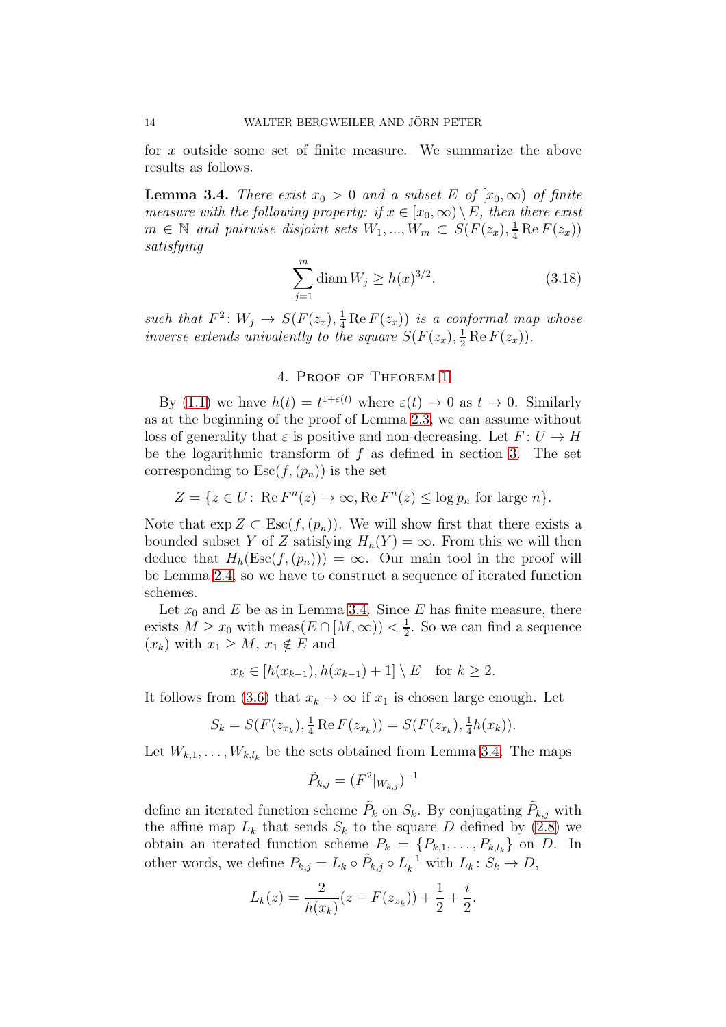for $x$ outside some set of finite measure. We summarize the above results as follows.

**Lemma 3.4.** *There exist $x_0 > 0$ and a subset $E$ of $[x_0, \infty)$ of finite measure with the following property: if $x \in [x_0, \infty) \setminus E$, then there exist $m \in \mathbb{N}$ and pairwise disjoint sets $W_1, ..., W_m \subset S(F(z_x), \frac{1}{4} \operatorname{Re} F(z_x))$ satisfying*

$$\sum_{j=1}^{m} \operatorname{diam} W_j \geq h(x)^{3/2}. \tag{3.18}$$

*such that $F^2 \colon W_j \to S(F(z_x), \frac{1}{4} \operatorname{Re} F(z_x))$ is a conformal map whose inverse extends univalently to the square $S(F(z_x), \frac{1}{2} \operatorname{Re} F(z_x))$.*

## 4. Proof of Theorem 1

By (1.1) we have $h(t) = t^{1+\varepsilon(t)}$ where $\varepsilon(t) \to 0$ as $t \to 0$. Similarly as at the beginning of the proof of Lemma 2.3, we can assume without loss of generality that $\varepsilon$ is positive and non-decreasing. Let $F \colon U \to H$ be the logarithmic transform of $f$ as defined in section 3. The set corresponding to $\operatorname{Esc}(f, (p_n))$ is the set

$$Z = \{z \in U \colon \operatorname{Re} F^n(z) \to \infty, \operatorname{Re} F^n(z) \leq \log p_n \text{ for large } n\}.$$

Note that $\exp Z \subset \operatorname{Esc}(f, (p_n))$. We will show first that there exists a bounded subset $Y$ of $Z$ satisfying $H_h(Y) = \infty$. From this we will then deduce that $H_h(\operatorname{Esc}(f, (p_n))) = \infty$. Our main tool in the proof will be Lemma 2.4, so we have to construct a sequence of iterated function schemes.

Let $x_0$ and $E$ be as in Lemma 3.4. Since $E$ has finite measure, there exists $M \geq x_0$ with $\operatorname{meas}(E \cap [M, \infty)) < \frac{1}{2}$. So we can find a sequence $(x_k)$ with $x_1 \geq M$, $x_1 \notin E$ and

$$x_k \in [h(x_{k-1}), h(x_{k-1}) + 1] \setminus E \quad \text{for } k \geq 2.$$

It follows from (3.6) that $x_k \to \infty$ if $x_1$ is chosen large enough. Let

$$S_k = S(F(z_{x_k}), \tfrac{1}{4} \operatorname{Re} F(z_{x_k})) = S(F(z_{x_k}), \tfrac{1}{4} h(x_k)).$$

Let $W_{k,1}, \ldots, W_{k,l_k}$ be the sets obtained from Lemma 3.4. The maps

$$\tilde{P}_{k,j} = (F^2|_{W_{k,j}})^{-1}$$

define an iterated function scheme $\tilde{P}_k$ on $S_k$. By conjugating $\tilde{P}_{k,j}$ with the affine map $L_k$ that sends $S_k$ to the square $D$ defined by (2.8) we obtain an iterated function scheme $P_k = \{P_{k,1}, \ldots, P_{k,l_k}\}$ on $D$. In other words, we define $P_{k,j} = L_k \circ \tilde{P}_{k,j} \circ L_k^{-1}$ with $L_k \colon S_k \to D$,

$$L_k(z) = \frac{2}{h(x_k)}(z - F(z_{x_k})) + \frac{1}{2} + \frac{i}{2}.$$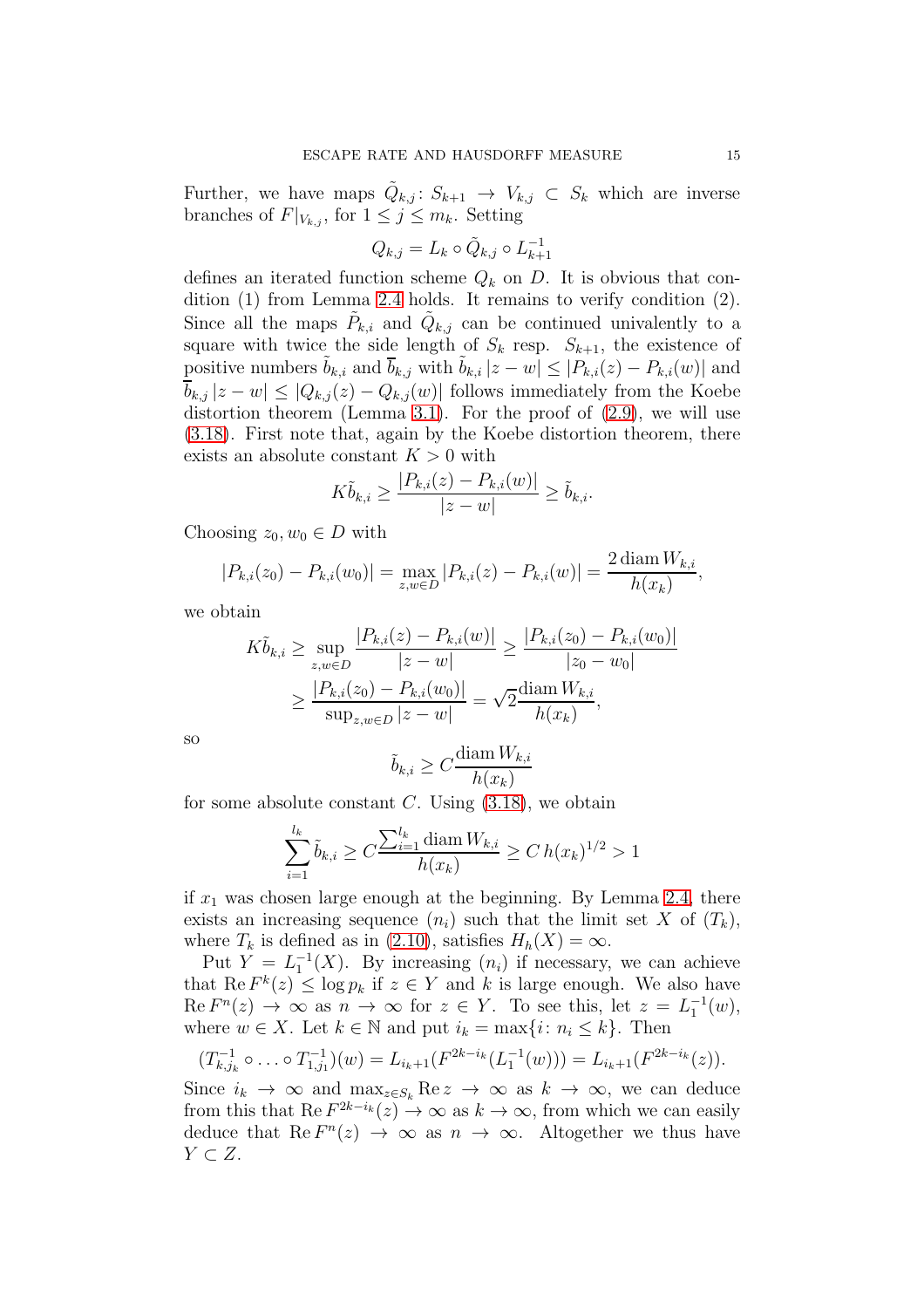Further, we have maps $\tilde{Q}_{k,j}\colon S_{k+1} \to V_{k,j} \subset S_k$ which are inverse branches of $F|_{V_{k,j}}$, for $1 \le j \le m_k$. Setting

$$Q_{k,j} = L_k \circ \tilde{Q}_{k,j} \circ L_{k+1}^{-1}$$

defines an iterated function scheme $Q_k$ on $D$. It is obvious that condition (1) from Lemma 2.4 holds. It remains to verify condition (2). Since all the maps $\tilde{P}_{k,i}$ and $\tilde{Q}_{k,j}$ can be continued univalently to a square with twice the side length of $S_k$ resp. $S_{k+1}$, the existence of positive numbers $\tilde{b}_{k,i}$ and $\overline{b}_{k,j}$ with $\tilde{b}_{k,i}\,|z-w| \le |P_{k,i}(z) - P_{k,i}(w)|$ and $\overline{b}_{k,j}\,|z-w| \le |Q_{k,j}(z) - Q_{k,j}(w)|$ follows immediately from the Koebe distortion theorem (Lemma 3.1). For the proof of (2.9), we will use (3.18). First note that, again by the Koebe distortion theorem, there exists an absolute constant $K > 0$ with

$$K\tilde{b}_{k,i} \ge \frac{|P_{k,i}(z) - P_{k,i}(w)|}{|z-w|} \ge \tilde{b}_{k,i}.$$

Choosing $z_0, w_0 \in D$ with

$$|P_{k,i}(z_0) - P_{k,i}(w_0)| = \max_{z,w\in D} |P_{k,i}(z) - P_{k,i}(w)| = \frac{2\operatorname{diam} W_{k,i}}{h(x_k)},$$

we obtain

$$\begin{aligned} K\tilde{b}_{k,i} &\ge \sup_{z,w\in D} \frac{|P_{k,i}(z) - P_{k,i}(w)|}{|z-w|} \ge \frac{|P_{k,i}(z_0) - P_{k,i}(w_0)|}{|z_0 - w_0|} \\ &\ge \frac{|P_{k,i}(z_0) - P_{k,i}(w_0)|}{\sup_{z,w\in D}|z-w|} = \sqrt{2}\frac{\operatorname{diam} W_{k,i}}{h(x_k)}, \end{aligned}$$

so

$$\tilde{b}_{k,i} \ge C\frac{\operatorname{diam} W_{k,i}}{h(x_k)}$$

for some absolute constant $C$. Using (3.18), we obtain

$$\sum_{i=1}^{l_k} \tilde{b}_{k,i} \ge C\frac{\sum_{i=1}^{l_k} \operatorname{diam} W_{k,i}}{h(x_k)} \ge C\, h(x_k)^{1/2} > 1$$

if $x_1$ was chosen large enough at the beginning. By Lemma 2.4, there exists an increasing sequence $(n_i)$ such that the limit set $X$ of $(T_k)$, where $T_k$ is defined as in (2.10), satisfies $H_h(X) = \infty$.

Put $Y = L_1^{-1}(X)$. By increasing $(n_i)$ if necessary, we can achieve that $\operatorname{Re} F^k(z) \le \log p_k$ if $z \in Y$ and $k$ is large enough. We also have $\operatorname{Re} F^n(z) \to \infty$ as $n \to \infty$ for $z \in Y$. To see this, let $z = L_1^{-1}(w)$, where $w \in X$. Let $k \in \mathbb{N}$ and put $i_k = \max\{i\colon n_i \le k\}$. Then

$$(T_{k,j_k}^{-1} \circ \ldots \circ T_{1,j_1}^{-1})(w) = L_{i_k+1}(F^{2k-i_k}(L_1^{-1}(w))) = L_{i_k+1}(F^{2k-i_k}(z)).$$

Since $i_k \to \infty$ and $\max_{z\in S_k} \operatorname{Re} z \to \infty$ as $k \to \infty$, we can deduce from this that $\operatorname{Re} F^{2k-i_k}(z) \to \infty$ as $k \to \infty$, from which we can easily deduce that $\operatorname{Re} F^n(z) \to \infty$ as $n \to \infty$. Altogether we thus have $Y \subset Z$.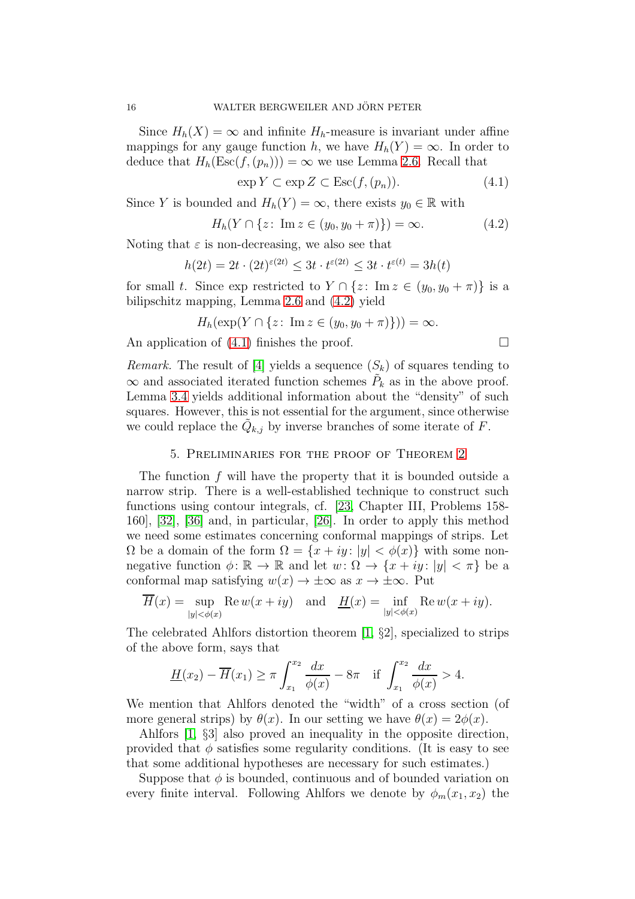Since $H_h(X) = \infty$ and infinite $H_h$-measure is invariant under affine mappings for any gauge function $h$, we have $H_h(Y) = \infty$. In order to deduce that $H_h(\text{Esc}(f,(p_n))) = \infty$ we use Lemma 2.6. Recall that

$$\exp Y \subset \exp Z \subset \text{Esc}(f,(p_n)). \tag{4.1}$$

Since $Y$ is bounded and $H_h(Y) = \infty$, there exists $y_0 \in \mathbb{R}$ with

$$H_h(Y \cap \{z \colon \operatorname{Im} z \in (y_0, y_0 + \pi)\}) = \infty. \tag{4.2}$$

Noting that $\varepsilon$ is non-decreasing, we also see that

$$h(2t) = 2t \cdot (2t)^{\varepsilon(2t)} \leq 3t \cdot t^{\varepsilon(2t)} \leq 3t \cdot t^{\varepsilon(t)} = 3h(t)$$

for small $t$. Since exp restricted to $Y \cap \{z \colon \operatorname{Im} z \in (y_0, y_0 + \pi)\}$ is a bilipschitz mapping, Lemma 2.6 and (4.2) yield

$$H_h(\exp(Y \cap \{z \colon \operatorname{Im} z \in (y_0, y_0 + \pi)\})) = \infty.$$

An application of (4.1) finishes the proof. $\square$

*Remark.* The result of [4] yields a sequence $(S_k)$ of squares tending to $\infty$ and associated iterated function schemes $\tilde{P}_k$ as in the above proof. Lemma 3.4 yields additional information about the "density" of such squares. However, this is not essential for the argument, since otherwise we could replace the $\tilde{Q}_{k,j}$ by inverse branches of some iterate of $F$.

## 5. Preliminaries for the proof of Theorem 2

The function $f$ will have the property that it is bounded outside a narrow strip. There is a well-established technique to construct such functions using contour integrals, cf. [23, Chapter III, Problems 158-160], [32], [36] and, in particular, [26]. In order to apply this method we need some estimates concerning conformal mappings of strips. Let $\Omega$ be a domain of the form $\Omega = \{x + iy \colon |y| < \phi(x)\}$ with some non-negative function $\phi \colon \mathbb{R} \to \mathbb{R}$ and let $w \colon \Omega \to \{x + iy \colon |y| < \pi\}$ be a conformal map satisfying $w(x) \to \pm\infty$ as $x \to \pm\infty$. Put

$$\overline{H}(x) = \sup_{|y|<\phi(x)} \operatorname{Re} w(x+iy) \quad \text{and} \quad \underline{H}(x) = \inf_{|y|<\phi(x)} \operatorname{Re} w(x+iy).$$

The celebrated Ahlfors distortion theorem [1, §2], specialized to strips of the above form, says that

$$\underline{H}(x_2) - \overline{H}(x_1) \geq \pi \int_{x_1}^{x_2} \frac{dx}{\phi(x)} - 8\pi \quad \text{if} \quad \int_{x_1}^{x_2} \frac{dx}{\phi(x)} > 4.$$

We mention that Ahlfors denoted the "width" of a cross section (of more general strips) by $\theta(x)$. In our setting we have $\theta(x) = 2\phi(x)$.

Ahlfors [1, §3] also proved an inequality in the opposite direction, provided that $\phi$ satisfies some regularity conditions. (It is easy to see that some additional hypotheses are necessary for such estimates.)

Suppose that $\phi$ is bounded, continuous and of bounded variation on every finite interval. Following Ahlfors we denote by $\phi_m(x_1, x_2)$ the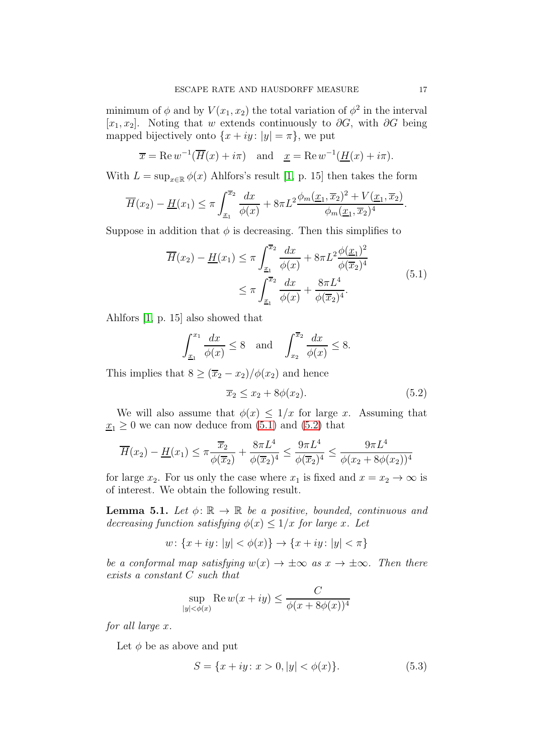minimum of $\phi$ and by $V(x_1, x_2)$ the total variation of $\phi^2$ in the interval $[x_1, x_2]$. Noting that $w$ extends continuously to $\partial G$, with $\partial G$ being mapped bijectively onto $\{x + iy\colon |y| = \pi\}$, we put

$$\overline{x} = \operatorname{Re} w^{-1}(\overline{H}(x) + i\pi) \quad \text{and} \quad \underline{x} = \operatorname{Re} w^{-1}(\underline{H}(x) + i\pi).$$

With $L = \sup_{x\in\mathbb{R}} \phi(x)$ Ahlfors's result [1, p. 15] then takes the form

$$\overline{H}(x_2) - \underline{H}(x_1) \le \pi \int_{\underline{x}_1}^{\overline{x}_2} \frac{dx}{\phi(x)} + 8\pi L^2 \frac{\phi_m(\underline{x}_1, \overline{x}_2)^2 + V(\underline{x}_1, \overline{x}_2)}{\phi_m(\underline{x}_1, \overline{x}_2)^4}.$$

Suppose in addition that $\phi$ is decreasing. Then this simplifies to

$$\begin{aligned} \overline{H}(x_2) - \underline{H}(x_1) &\le \pi \int_{\underline{x}_1}^{\overline{x}_2} \frac{dx}{\phi(x)} + 8\pi L^2 \frac{\phi(\underline{x}_1)^2}{\phi(\overline{x}_2)^4} \\ &\le \pi \int_{\underline{x}_1}^{\overline{x}_2} \frac{dx}{\phi(x)} + \frac{8\pi L^4}{\phi(\overline{x}_2)^4}. \end{aligned} \tag{5.1}$$

Ahlfors [1, p. 15] also showed that

$$\int_{\underline{x}_1}^{x_1} \frac{dx}{\phi(x)} \le 8 \quad \text{and} \quad \int_{x_2}^{\overline{x}_2} \frac{dx}{\phi(x)} \le 8.$$

This implies that $8 \ge (\overline{x}_2 - x_2)/\phi(x_2)$ and hence

$$\overline{x}_2 \le x_2 + 8\phi(x_2). \tag{5.2}$$

We will also assume that $\phi(x) \le 1/x$ for large $x$. Assuming that $\underline{x}_1 \ge 0$ we can now deduce from (5.1) and (5.2) that

$$\overline{H}(x_2) - \underline{H}(x_1) \le \pi \frac{\overline{x}_2}{\phi(\overline{x}_2)} + \frac{8\pi L^4}{\phi(\overline{x}_2)^4} \le \frac{9\pi L^4}{\phi(\overline{x}_2)^4} \le \frac{9\pi L^4}{\phi(x_2 + 8\phi(x_2))^4}$$

for large $x_2$. For us only the case where $x_1$ is fixed and $x = x_2 \to \infty$ is of interest. We obtain the following result.

**Lemma 5.1.** *Let $\phi\colon \mathbb{R} \to \mathbb{R}$ be a positive, bounded, continuous and decreasing function satisfying $\phi(x) \le 1/x$ for large $x$. Let*

$$w\colon \{x + iy\colon |y| < \phi(x)\} \to \{x + iy\colon |y| < \pi\}$$

*be a conformal map satisfying $w(x) \to \pm\infty$ as $x \to \pm\infty$. Then there exists a constant $C$ such that*

$$\sup_{|y|<\phi(x)} \operatorname{Re} w(x + iy) \le \frac{C}{\phi(x + 8\phi(x))^4}$$

*for all large $x$.*

Let $\phi$ be as above and put

$$S = \{x + iy\colon x > 0, |y| < \phi(x)\}. \tag{5.3}$$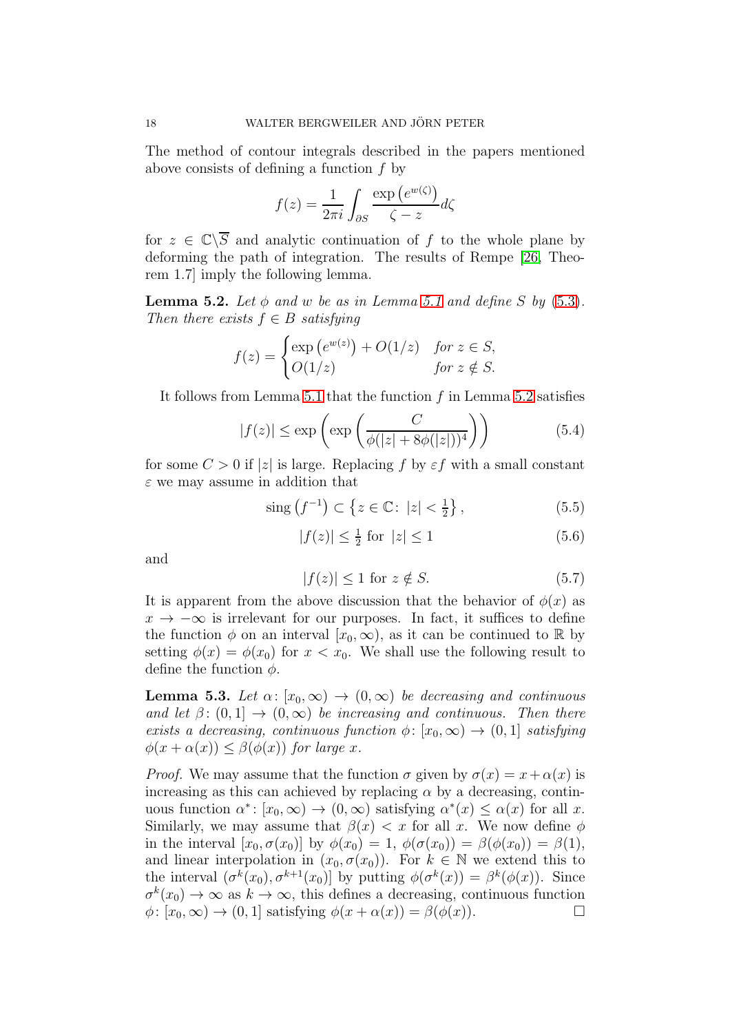The method of contour integrals described in the papers mentioned above consists of defining a function $f$ by

$$f(z) = \frac{1}{2\pi i} \int_{\partial S} \frac{\exp\left(e^{w(\zeta)}\right)}{\zeta - z} d\zeta$$

for $z \in \mathbb{C}\backslash\overline{S}$ and analytic continuation of $f$ to the whole plane by deforming the path of integration. The results of Rempe [26, Theorem 1.7] imply the following lemma.

**Lemma 5.2.** *Let $\phi$ and $w$ be as in Lemma 5.1 and define $S$ by (5.3). Then there exists $f \in B$ satisfying*

$$f(z) = \begin{cases} \exp\left(e^{w(z)}\right) + O(1/z) & \text{for } z \in S, \\ O(1/z) & \text{for } z \notin S. \end{cases}$$

It follows from Lemma 5.1 that the function $f$ in Lemma 5.2 satisfies

$$|f(z)| \leq \exp\left(\exp\left(\frac{C}{\phi(|z| + 8\phi(|z|))^4}\right)\right) \tag{5.4}$$

for some $C > 0$ if $|z|$ is large. Replacing $f$ by $\varepsilon f$ with a small constant $\varepsilon$ we may assume in addition that

$$\operatorname{sing}\left(f^{-1}\right) \subset \left\{z \in \mathbb{C}\colon\ |z| < \tfrac{1}{2}\right\}, \tag{5.5}$$

$$|f(z)| \leq \tfrac{1}{2} \text{ for } |z| \leq 1 \tag{5.6}$$

and

$$|f(z)| \leq 1 \text{ for } z \notin S. \tag{5.7}$$

It is apparent from the above discussion that the behavior of $\phi(x)$ as $x \to -\infty$ is irrelevant for our purposes. In fact, it suffices to define the function $\phi$ on an interval $[x_0, \infty)$, as it can be continued to $\mathbb{R}$ by setting $\phi(x) = \phi(x_0)$ for $x < x_0$. We shall use the following result to define the function $\phi$.

**Lemma 5.3.** *Let $\alpha\colon [x_0, \infty) \to (0, \infty)$ be decreasing and continuous and let $\beta\colon (0, 1] \to (0, \infty)$ be increasing and continuous. Then there exists a decreasing, continuous function $\phi\colon [x_0, \infty) \to (0, 1]$ satisfying $\phi(x + \alpha(x)) \leq \beta(\phi(x))$ for large $x$.*

*Proof.* We may assume that the function $\sigma$ given by $\sigma(x) = x + \alpha(x)$ is increasing as this can achieved by replacing $\alpha$ by a decreasing, continuous function $\alpha^*\colon [x_0, \infty) \to (0, \infty)$ satisfying $\alpha^*(x) \leq \alpha(x)$ for all $x$. Similarly, we may assume that $\beta(x) < x$ for all $x$. We now define $\phi$ in the interval $[x_0, \sigma(x_0)]$ by $\phi(x_0) = 1$, $\phi(\sigma(x_0)) = \beta(\phi(x_0)) = \beta(1)$, and linear interpolation in $(x_0, \sigma(x_0))$. For $k \in \mathbb{N}$ we extend this to the interval $(\sigma^k(x_0), \sigma^{k+1}(x_0)]$ by putting $\phi(\sigma^k(x)) = \beta^k(\phi(x))$. Since $\sigma^k(x_0) \to \infty$ as $k \to \infty$, this defines a decreasing, continuous function $\phi\colon [x_0, \infty) \to (0, 1]$ satisfying $\phi(x + \alpha(x)) = \beta(\phi(x))$. $\square$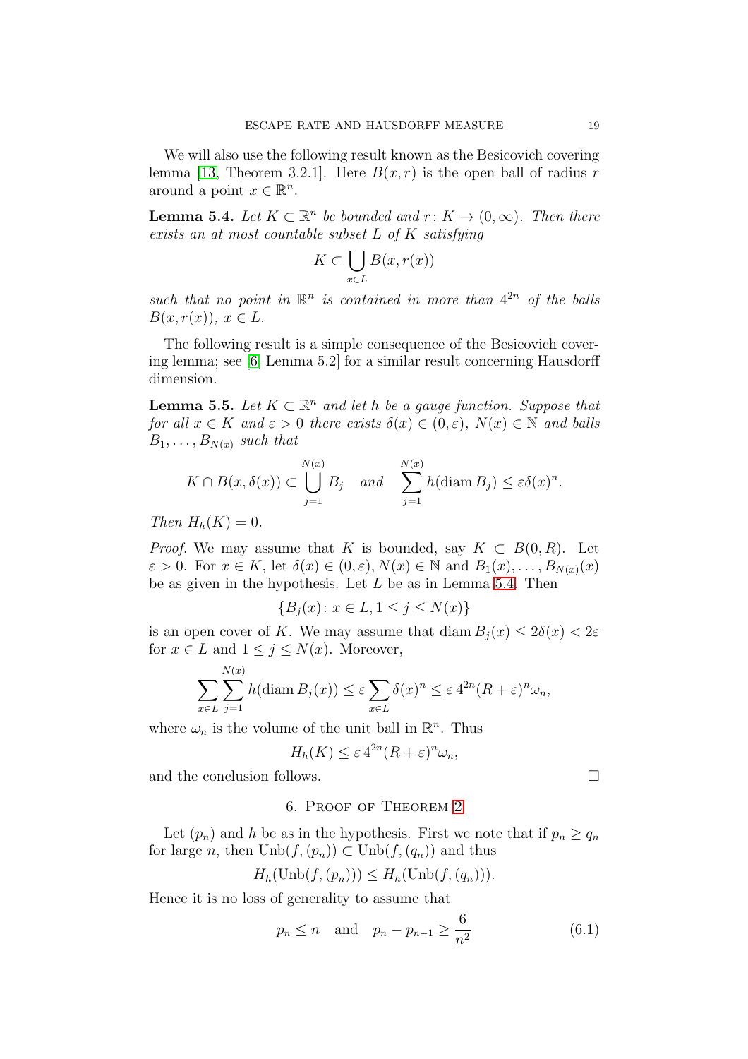We will also use the following result known as the Besicovich covering lemma [13, Theorem 3.2.1]. Here $B(x,r)$ is the open ball of radius $r$ around a point $x \in \mathbb{R}^n$.

**Lemma 5.4.** *Let $K \subset \mathbb{R}^n$ be bounded and $r\colon K \to (0,\infty)$. Then there exists an at most countable subset $L$ of $K$ satisfying*

$$K \subset \bigcup_{x \in L} B(x, r(x))$$

*such that no point in $\mathbb{R}^n$ is contained in more than $4^{2n}$ of the balls $B(x, r(x))$, $x \in L$.*

The following result is a simple consequence of the Besicovich covering lemma; see [6, Lemma 5.2] for a similar result concerning Hausdorff dimension.

**Lemma 5.5.** *Let $K \subset \mathbb{R}^n$ and let $h$ be a gauge function. Suppose that for all $x \in K$ and $\varepsilon > 0$ there exists $\delta(x) \in (0,\varepsilon)$, $N(x) \in \mathbb{N}$ and balls $B_1, \dots, B_{N(x)}$ such that*

$$K \cap B(x, \delta(x)) \subset \bigcup_{j=1}^{N(x)} B_j \quad \text{and} \quad \sum_{j=1}^{N(x)} h(\operatorname{diam} B_j) \le \varepsilon \delta(x)^n.$$

*Then $H_h(K) = 0$.*

*Proof.* We may assume that $K$ is bounded, say $K \subset B(0,R)$. Let $\varepsilon > 0$. For $x \in K$, let $\delta(x) \in (0,\varepsilon), N(x) \in \mathbb{N}$ and $B_1(x), \dots, B_{N(x)}(x)$ be as given in the hypothesis. Let $L$ be as in Lemma 5.4. Then

$$\{B_j(x) \colon x \in L, 1 \le j \le N(x)\}$$

is an open cover of $K$. We may assume that $\operatorname{diam} B_j(x) \le 2\delta(x) < 2\varepsilon$ for $x \in L$ and $1 \le j \le N(x)$. Moreover,

$$\sum_{x \in L} \sum_{j=1}^{N(x)} h(\operatorname{diam} B_j(x)) \le \varepsilon \sum_{x \in L} \delta(x)^n \le \varepsilon\, 4^{2n} (R+\varepsilon)^n \omega_n,$$

where $\omega_n$ is the volume of the unit ball in $\mathbb{R}^n$. Thus

$$H_h(K) \le \varepsilon\, 4^{2n} (R+\varepsilon)^n \omega_n,$$

and the conclusion follows. ∎

## 6. Proof of Theorem 2

Let $(p_n)$ and $h$ be as in the hypothesis. First we note that if $p_n \ge q_n$ for large $n$, then $\operatorname{Unb}(f,(p_n)) \subset \operatorname{Unb}(f,(q_n))$ and thus

$$H_h(\operatorname{Unb}(f,(p_n))) \le H_h(\operatorname{Unb}(f,(q_n))).$$

Hence it is no loss of generality to assume that

$$p_n \le n \quad \text{and} \quad p_n - p_{n-1} \ge \frac{6}{n^2} \tag{6.1}$$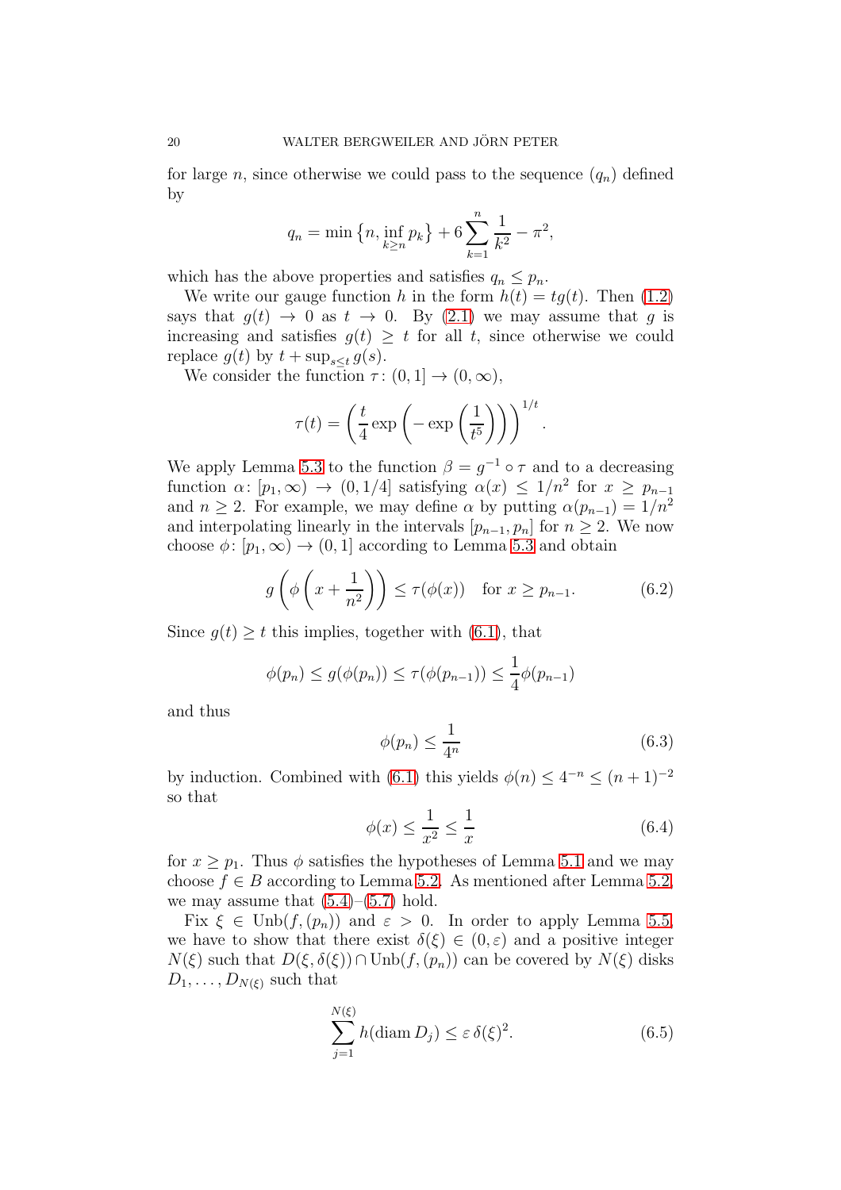for large $n$, since otherwise we could pass to the sequence $(q_n)$ defined by

$$q_n = \min\left\{n, \inf_{k\geq n} p_k\right\} + 6\sum_{k=1}^{n} \frac{1}{k^2} - \pi^2,$$

which has the above properties and satisfies $q_n \leq p_n$.

We write our gauge function $h$ in the form $h(t) = tg(t)$. Then (1.2) says that $g(t) \to 0$ as $t \to 0$. By (2.1) we may assume that $g$ is increasing and satisfies $g(t) \geq t$ for all $t$, since otherwise we could replace $g(t)$ by $t + \sup_{s\leq t} g(s)$.

We consider the function $\tau\colon (0,1] \to (0,\infty)$,

$$\tau(t) = \left(\frac{t}{4}\exp\left(-\exp\left(\frac{1}{t^5}\right)\right)\right)^{1/t}.$$

We apply Lemma 5.3 to the function $\beta = g^{-1}\circ\tau$ and to a decreasing function $\alpha\colon [p_1,\infty) \to (0,1/4]$ satisfying $\alpha(x) \leq 1/n^2$ for $x \geq p_{n-1}$ and $n \geq 2$. For example, we may define $\alpha$ by putting $\alpha(p_{n-1}) = 1/n^2$ and interpolating linearly in the intervals $[p_{n-1}, p_n]$ for $n \geq 2$. We now choose $\phi\colon [p_1,\infty) \to (0,1]$ according to Lemma 5.3 and obtain

$$g\left(\phi\left(x + \frac{1}{n^2}\right)\right) \leq \tau(\phi(x)) \quad \text{for } x \geq p_{n-1}. \tag{6.2}$$

Since $g(t) \geq t$ this implies, together with (6.1), that

$$\phi(p_n) \leq g(\phi(p_n)) \leq \tau(\phi(p_{n-1})) \leq \frac{1}{4}\phi(p_{n-1})$$

and thus

$$\phi(p_n) \leq \frac{1}{4^n} \tag{6.3}$$

by induction. Combined with (6.1) this yields $\phi(n) \leq 4^{-n} \leq (n+1)^{-2}$ so that

$$\phi(x) \leq \frac{1}{x^2} \leq \frac{1}{x} \tag{6.4}$$

for $x \geq p_1$. Thus $\phi$ satisfies the hypotheses of Lemma 5.1 and we may choose $f \in B$ according to Lemma 5.2. As mentioned after Lemma 5.2, we may assume that (5.4)–(5.7) hold.

Fix $\xi \in \operatorname{Unb}(f,(p_n))$ and $\varepsilon > 0$. In order to apply Lemma 5.5, we have to show that there exist $\delta(\xi) \in (0,\varepsilon)$ and a positive integer $N(\xi)$ such that $D(\xi,\delta(\xi)) \cap \operatorname{Unb}(f,(p_n))$ can be covered by $N(\xi)$ disks $D_1,\dots,D_{N(\xi)}$ such that

$$\sum_{j=1}^{N(\xi)} h(\operatorname{diam} D_j) \leq \varepsilon\,\delta(\xi)^2. \tag{6.5}$$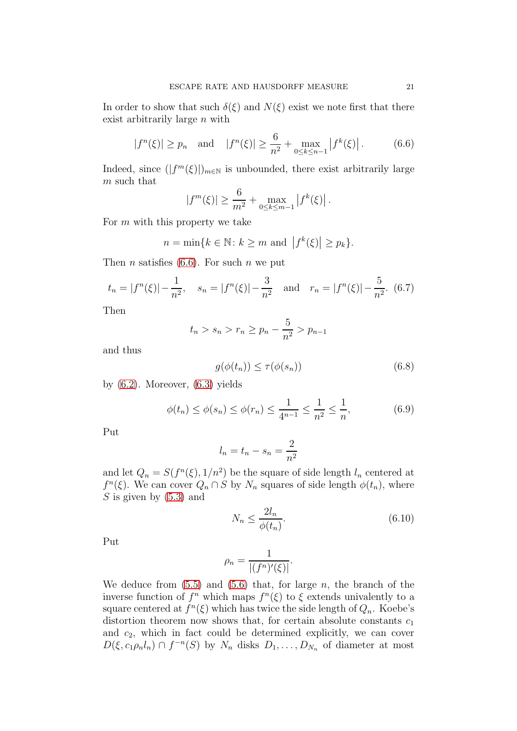In order to show that such $\delta(\xi)$ and $N(\xi)$ exist we note first that there exist arbitrarily large $n$ with

$$|f^n(\xi)| \geq p_n \quad \text{and} \quad |f^n(\xi)| \geq \frac{6}{n^2} + \max_{0\leq k\leq n-1} \left|f^k(\xi)\right|. \tag{6.6}$$

Indeed, since $(|f^m(\xi)|)_{m\in\mathbb{N}}$ is unbounded, there exist arbitrarily large $m$ such that

$$|f^m(\xi)| \geq \frac{6}{m^2} + \max_{0\leq k\leq m-1} \left|f^k(\xi)\right|.$$

For $m$ with this property we take

$$n = \min\{k \in \mathbb{N} \colon k \geq m \text{ and } \left|f^k(\xi)\right| \geq p_k\}.$$

Then $n$ satisfies (6.6). For such $n$ we put

$$t_n = |f^n(\xi)| - \frac{1}{n^2}, \quad s_n = |f^n(\xi)| - \frac{3}{n^2} \quad \text{and} \quad r_n = |f^n(\xi)| - \frac{5}{n^2}. \tag{6.7}$$

Then

$$t_n > s_n > r_n \geq p_n - \frac{5}{n^2} > p_{n-1}$$

and thus

$$g(\phi(t_n)) \leq \tau(\phi(s_n)) \tag{6.8}$$

by (6.2). Moreover, (6.3) yields

$$\phi(t_n) \leq \phi(s_n) \leq \phi(r_n) \leq \frac{1}{4^{n-1}} \leq \frac{1}{n^2} \leq \frac{1}{n}, \tag{6.9}$$

Put

$$l_n = t_n - s_n = \frac{2}{n^2}$$

and let $Q_n = S(f^n(\xi), 1/n^2)$ be the square of side length $l_n$ centered at $f^n(\xi)$. We can cover $Q_n \cap S$ by $N_n$ squares of side length $\phi(t_n)$, where $S$ is given by (5.3) and

$$N_n \leq \frac{2l_n}{\phi(t_n)}. \tag{6.10}$$

Put

$$\rho_n = \frac{1}{|(f^n)'(\xi)|}.$$

We deduce from (5.5) and (5.6) that, for large $n$, the branch of the inverse function of $f^n$ which maps $f^n(\xi)$ to $\xi$ extends univalently to a square centered at $f^n(\xi)$ which has twice the side length of $Q_n$. Koebe's distortion theorem now shows that, for certain absolute constants $c_1$ and $c_2$, which in fact could be determined explicitly, we can cover $D(\xi, c_1\rho_n l_n) \cap f^{-n}(S)$ by $N_n$ disks $D_1, \ldots, D_{N_n}$ of diameter at most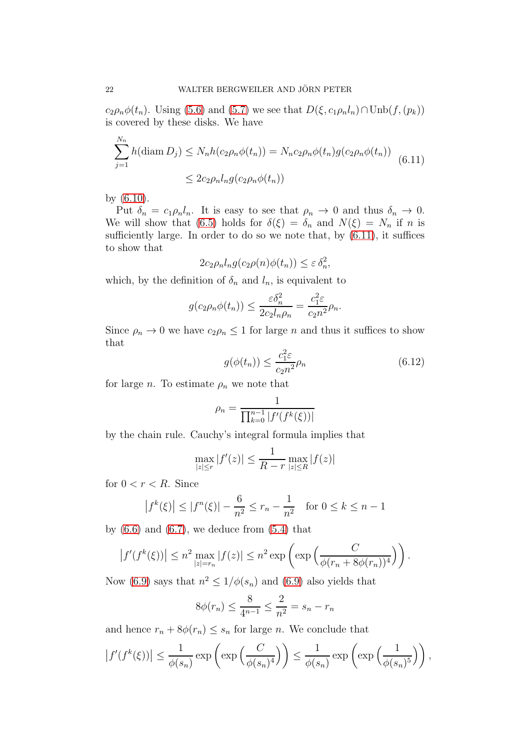$c_2\rho_n\phi(t_n)$. Using (5.6) and (5.7) we see that $D(\xi, c_1\rho_n l_n) \cap \text{Unb}(f, (p_k))$ is covered by these disks. We have

$$\sum_{j=1}^{N_n} h(\operatorname{diam} D_j) \leq N_n h(c_2\rho_n\phi(t_n)) = N_n c_2\rho_n\phi(t_n) g(c_2\rho_n\phi(t_n)) \\ \leq 2c_2\rho_n l_n g(c_2\rho_n\phi(t_n)) \tag{6.11}$$

by (6.10).

Put $\delta_n = c_1\rho_n l_n$. It is easy to see that $\rho_n \to 0$ and thus $\delta_n \to 0$. We will show that (6.5) holds for $\delta(\xi) = \delta_n$ and $N(\xi) = N_n$ if $n$ is sufficiently large. In order to do so we note that, by (6.11), it suffices to show that

$$2c_2\rho_n l_n g(c_2\rho(n)\phi(t_n)) \leq \varepsilon\, \delta_n^2,$$

which, by the definition of $\delta_n$ and $l_n$, is equivalent to

$$g(c_2\rho_n\phi(t_n)) \leq \frac{\varepsilon\delta_n^2}{2c_2 l_n\rho_n} = \frac{c_1^2\varepsilon}{c_2 n^2}\rho_n.$$

Since $\rho_n \to 0$ we have $c_2\rho_n \leq 1$ for large $n$ and thus it suffices to show that

$$g(\phi(t_n)) \leq \frac{c_1^2\varepsilon}{c_2 n^2}\rho_n \tag{6.12}$$

for large $n$. To estimate $\rho_n$ we note that

$$\rho_n = \frac{1}{\prod_{k=0}^{n-1}|f'(f^k(\xi))|}$$

by the chain rule. Cauchy's integral formula implies that

$$\max_{|z|\leq r}|f'(z)| \leq \frac{1}{R-r}\max_{|z|\leq R}|f(z)|$$

for $0 < r < R$. Since

$$\left|f^k(\xi)\right| \leq |f^n(\xi)| - \frac{6}{n^2} \leq r_n - \frac{1}{n^2} \quad \text{for } 0 \leq k \leq n-1$$

by (6.6) and (6.7), we deduce from (5.4) that

$$\left|f'(f^k(\xi))\right| \leq n^2 \max_{|z|=r_n}|f(z)| \leq n^2 \exp\left(\exp\left(\frac{C}{\phi(r_n + 8\phi(r_n))^4}\right)\right).$$

Now (6.9) says that $n^2 \leq 1/\phi(s_n)$ and (6.9) also yields that

$$8\phi(r_n) \leq \frac{8}{4^{n-1}} \leq \frac{2}{n^2} = s_n - r_n$$

and hence $r_n + 8\phi(r_n) \leq s_n$ for large $n$. We conclude that

$$\left|f'(f^k(\xi))\right| \leq \frac{1}{\phi(s_n)}\exp\left(\exp\left(\frac{C}{\phi(s_n)^4}\right)\right) \leq \frac{1}{\phi(s_n)}\exp\left(\exp\left(\frac{1}{\phi(s_n)^5}\right)\right),$$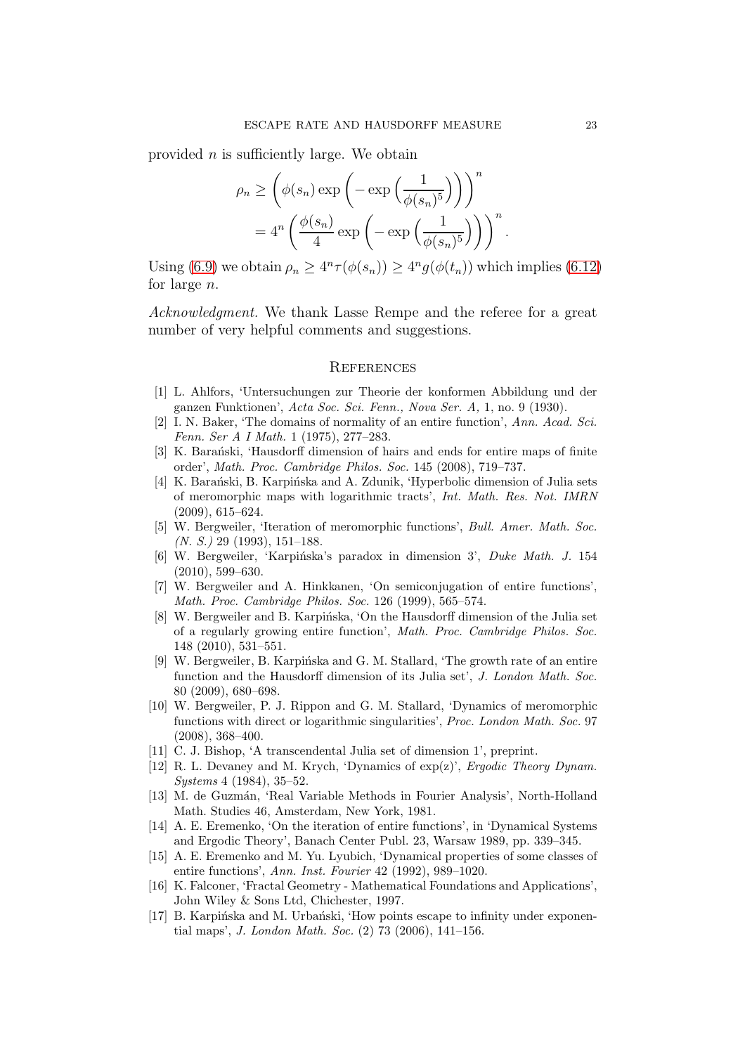provided $n$ is sufficiently large. We obtain

$$\rho_n \geq \left(\phi(s_n) \exp\left(-\exp\left(\frac{1}{\phi(s_n)^5}\right)\right)\right)^n$$
$$= 4^n \left(\frac{\phi(s_n)}{4} \exp\left(-\exp\left(\frac{1}{\phi(s_n)^5}\right)\right)\right)^n.$$

Using (6.9) we obtain $\rho_n \geq 4^n \tau(\phi(s_n)) \geq 4^n g(\phi(t_n))$ which implies (6.12) for large $n$.

*Acknowledgment.* We thank Lasse Rempe and the referee for a great number of very helpful comments and suggestions.

## References

[1] L. Ahlfors, 'Untersuchungen zur Theorie der konformen Abbildung und der ganzen Funktionen', *Acta Soc. Sci. Fenn., Nova Ser. A,* 1, no. 9 (1930).

[2] I. N. Baker, 'The domains of normality of an entire function', *Ann. Acad. Sci. Fenn. Ser A I Math.* 1 (1975), 277–283.

[3] K. Barański, 'Hausdorff dimension of hairs and ends for entire maps of finite order', *Math. Proc. Cambridge Philos. Soc.* 145 (2008), 719–737.

[4] K. Barański, B. Karpińska and A. Zdunik, 'Hyperbolic dimension of Julia sets of meromorphic maps with logarithmic tracts', *Int. Math. Res. Not. IMRN* (2009), 615–624.

[5] W. Bergweiler, 'Iteration of meromorphic functions', *Bull. Amer. Math. Soc. (N. S.)* 29 (1993), 151–188.

[6] W. Bergweiler, 'Karpińska's paradox in dimension 3', *Duke Math. J.* 154 (2010), 599–630.

[7] W. Bergweiler and A. Hinkkanen, 'On semiconjugation of entire functions', *Math. Proc. Cambridge Philos. Soc.* 126 (1999), 565–574.

[8] W. Bergweiler and B. Karpińska, 'On the Hausdorff dimension of the Julia set of a regularly growing entire function', *Math. Proc. Cambridge Philos. Soc.* 148 (2010), 531–551.

[9] W. Bergweiler, B. Karpińska and G. M. Stallard, 'The growth rate of an entire function and the Hausdorff dimension of its Julia set', *J. London Math. Soc.* 80 (2009), 680–698.

[10] W. Bergweiler, P. J. Rippon and G. M. Stallard, 'Dynamics of meromorphic functions with direct or logarithmic singularities', *Proc. London Math. Soc.* 97 (2008), 368–400.

[11] C. J. Bishop, 'A transcendental Julia set of dimension 1', preprint.

[12] R. L. Devaney and M. Krych, 'Dynamics of exp(z)', *Ergodic Theory Dynam. Systems* 4 (1984), 35–52.

[13] M. de Guzmán, 'Real Variable Methods in Fourier Analysis', North-Holland Math. Studies 46, Amsterdam, New York, 1981.

[14] A. E. Eremenko, 'On the iteration of entire functions', in 'Dynamical Systems and Ergodic Theory', Banach Center Publ. 23, Warsaw 1989, pp. 339–345.

[15] A. E. Eremenko and M. Yu. Lyubich, 'Dynamical properties of some classes of entire functions', *Ann. Inst. Fourier* 42 (1992), 989–1020.

[16] K. Falconer, 'Fractal Geometry - Mathematical Foundations and Applications', John Wiley & Sons Ltd, Chichester, 1997.

[17] B. Karpińska and M. Urbański, 'How points escape to infinity under exponential maps', *J. London Math. Soc.* (2) 73 (2006), 141–156.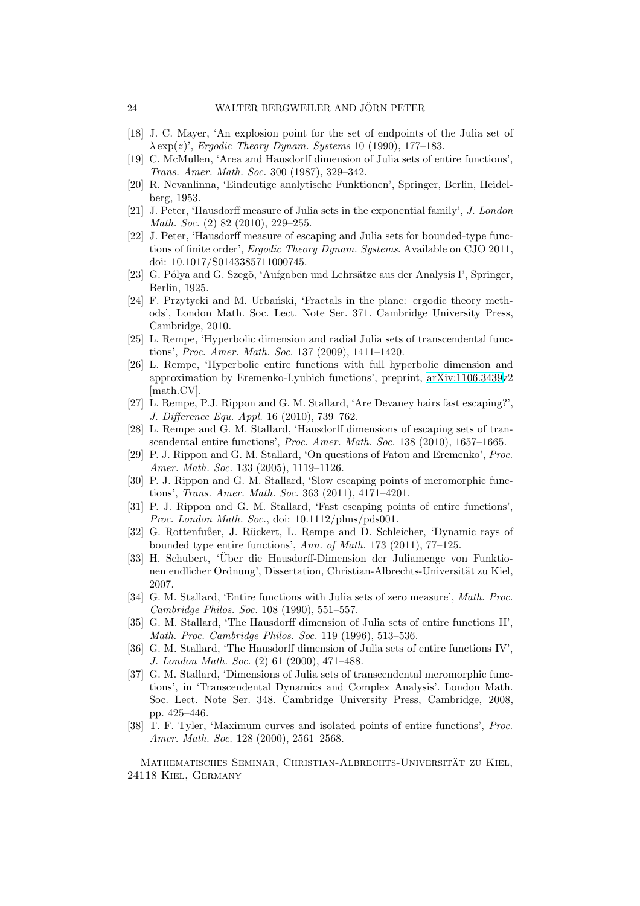[18] J. C. Mayer, 'An explosion point for the set of endpoints of the Julia set of $\lambda \exp(z)$', *Ergodic Theory Dynam. Systems* 10 (1990), 177–183.

[19] C. McMullen, 'Area and Hausdorff dimension of Julia sets of entire functions', *Trans. Amer. Math. Soc.* 300 (1987), 329–342.

[20] R. Nevanlinna, 'Eindeutige analytische Funktionen', Springer, Berlin, Heidelberg, 1953.

[21] J. Peter, 'Hausdorff measure of Julia sets in the exponential family', *J. London Math. Soc.* (2) 82 (2010), 229–255.

[22] J. Peter, 'Hausdorff measure of escaping and Julia sets for bounded-type functions of finite order', *Ergodic Theory Dynam. Systems*. Available on CJO 2011, doi: 10.1017/S0143385711000745.

[23] G. Pólya and G. Szegö, 'Aufgaben und Lehrsätze aus der Analysis I', Springer, Berlin, 1925.

[24] F. Przytycki and M. Urbański, 'Fractals in the plane: ergodic theory methods', London Math. Soc. Lect. Note Ser. 371. Cambridge University Press, Cambridge, 2010.

[25] L. Rempe, 'Hyperbolic dimension and radial Julia sets of transcendental functions', *Proc. Amer. Math. Soc.* 137 (2009), 1411–1420.

[26] L. Rempe, 'Hyperbolic entire functions with full hyperbolic dimension and approximation by Eremenko-Lyubich functions', preprint, arXiv:1106.3439v2 [math.CV].

[27] L. Rempe, P.J. Rippon and G. M. Stallard, 'Are Devaney hairs fast escaping?', *J. Difference Equ. Appl.* 16 (2010), 739–762.

[28] L. Rempe and G. M. Stallard, 'Hausdorff dimensions of escaping sets of transcendental entire functions', *Proc. Amer. Math. Soc.* 138 (2010), 1657–1665.

[29] P. J. Rippon and G. M. Stallard, 'On questions of Fatou and Eremenko', *Proc. Amer. Math. Soc.* 133 (2005), 1119–1126.

[30] P. J. Rippon and G. M. Stallard, 'Slow escaping points of meromorphic functions', *Trans. Amer. Math. Soc.* 363 (2011), 4171–4201.

[31] P. J. Rippon and G. M. Stallard, 'Fast escaping points of entire functions', *Proc. London Math. Soc.*, doi: 10.1112/plms/pds001.

[32] G. Rottenfußer, J. Rückert, L. Rempe and D. Schleicher, 'Dynamic rays of bounded type entire functions', *Ann. of Math.* 173 (2011), 77–125.

[33] H. Schubert, 'Über die Hausdorff-Dimension der Juliamenge von Funktionen endlicher Ordnung', Dissertation, Christian-Albrechts-Universität zu Kiel, 2007.

[34] G. M. Stallard, 'Entire functions with Julia sets of zero measure', *Math. Proc. Cambridge Philos. Soc.* 108 (1990), 551–557.

[35] G. M. Stallard, 'The Hausdorff dimension of Julia sets of entire functions II', *Math. Proc. Cambridge Philos. Soc.* 119 (1996), 513–536.

[36] G. M. Stallard, 'The Hausdorff dimension of Julia sets of entire functions IV', *J. London Math. Soc.* (2) 61 (2000), 471–488.

[37] G. M. Stallard, 'Dimensions of Julia sets of transcendental meromorphic functions', in 'Transcendental Dynamics and Complex Analysis'. London Math. Soc. Lect. Note Ser. 348. Cambridge University Press, Cambridge, 2008, pp. 425–446.

[38] T. F. Tyler, 'Maximum curves and isolated points of entire functions', *Proc. Amer. Math. Soc.* 128 (2000), 2561–2568.

Mathematisches Seminar, Christian-Albrechts-Universität zu Kiel, 24118 Kiel, Germany